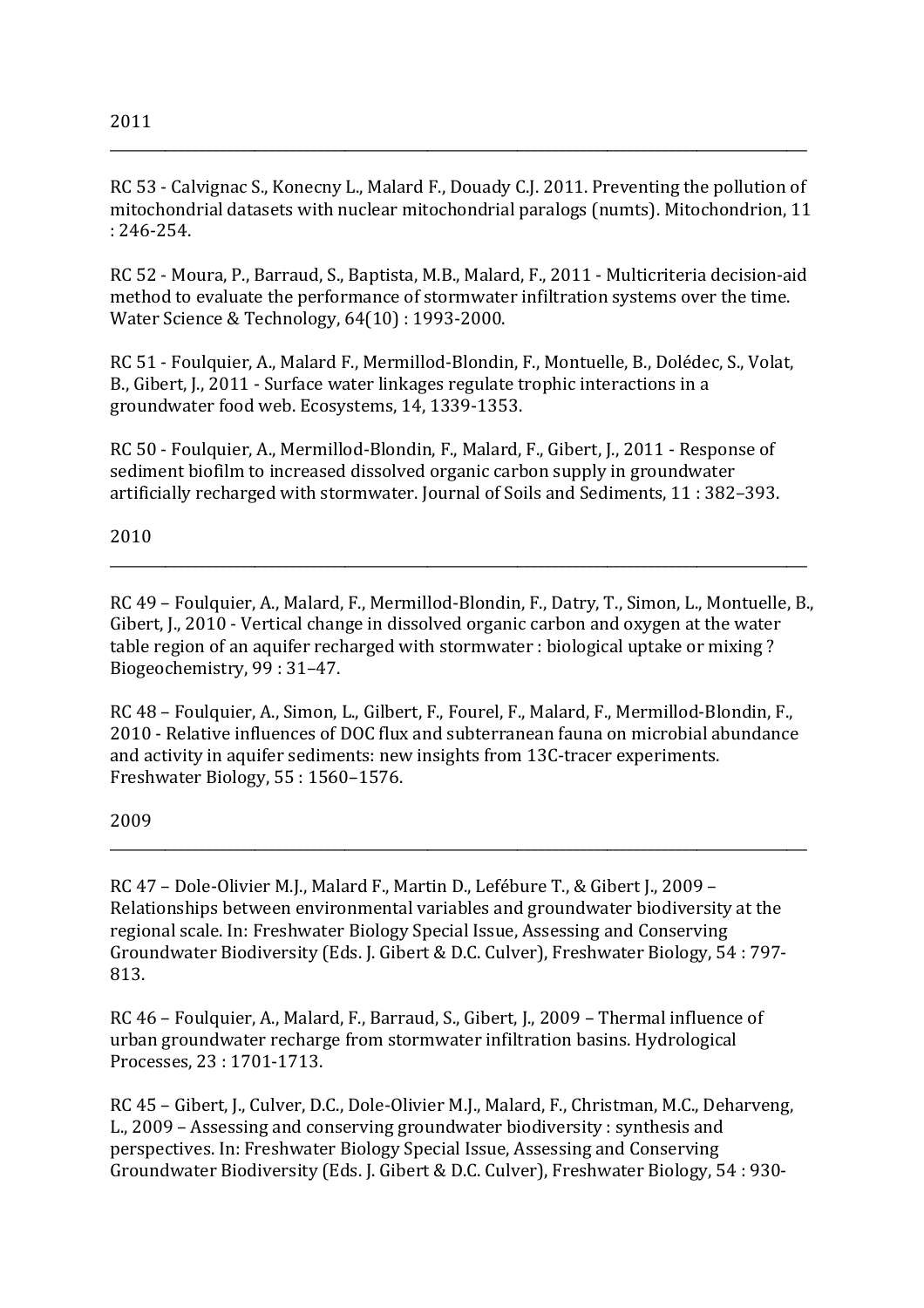2011

---

RC 53 - Calvignac S., Konecny L., Malard F., Douady C.J. 2011. Preventing the pollution of mitochondrial datasets with nuclear mitochondrial paralogs (numts). Mitochondrion, 11 : 246-254.

RC 52 - Moura, P., Barraud, S., Baptista, M.B., Malard, F., 2011 - Multicriteria decision-aid method to evaluate the performance of stormwater infiltration systems over the time. Water Science & Technology, 64(10) : 1993-2000.

RC 51 - Foulquier, A., Malard F., Mermillod-Blondin, F., Montuelle, B., Dolédec, S., Volat, B., Gibert, J., 2011 - Surface water linkages regulate trophic interactions in a groundwater food web. Ecosystems, 14, 1339-1353.

RC 50 - Foulquier, A., Mermillod-Blondin, F., Malard, F., Gibert, J., 2011 - Response of sediment biofilm to increased dissolved organic carbon supply in groundwater artificially recharged with stormwater. Journal of Soils and Sediments, 11 : 382–393.

2010

---

RC 49 – Foulquier, A., Malard, F., Mermillod-Blondin, F., Datry, T., Simon, L., Montuelle, B., Gibert, J., 2010 - Vertical change in dissolved organic carbon and oxygen at the water table region of an aquifer recharged with stormwater : biological uptake or mixing ? Biogeochemistry, 99 : 31–47.

RC 48 – Foulquier, A., Simon, L., Gilbert, F., Fourel, F., Malard, F., Mermillod-Blondin, F., 2010 - Relative influences of DOC flux and subterranean fauna on microbial abundance and activity in aquifer sediments: new insights from 13C-tracer experiments. Freshwater Biology, 55 : 1560–1576.

2009

---

RC 47 – Dole-Olivier M.J., Malard F., Martin D., Lefébure T., & Gibert J., 2009 – Relationships between environmental variables and groundwater biodiversity at the regional scale. In: Freshwater Biology Special Issue, Assessing and Conserving Groundwater Biodiversity (Eds. J. Gibert & D.C. Culver), Freshwater Biology, 54 : 797-813.

RC 46 – Foulquier, A., Malard, F., Barraud, S., Gibert, J., 2009 – Thermal influence of urban groundwater recharge from stormwater infiltration basins. Hydrological Processes, 23 : 1701-1713.

RC 45 – Gibert, J., Culver, D.C., Dole-Olivier M.J., Malard, F., Christman, M.C., Deharveng, L., 2009 – Assessing and conserving groundwater biodiversity : synthesis and perspectives. In: Freshwater Biology Special Issue, Assessing and Conserving Groundwater Biodiversity (Eds. J. Gibert & D.C. Culver), Freshwater Biology, 54 : 930-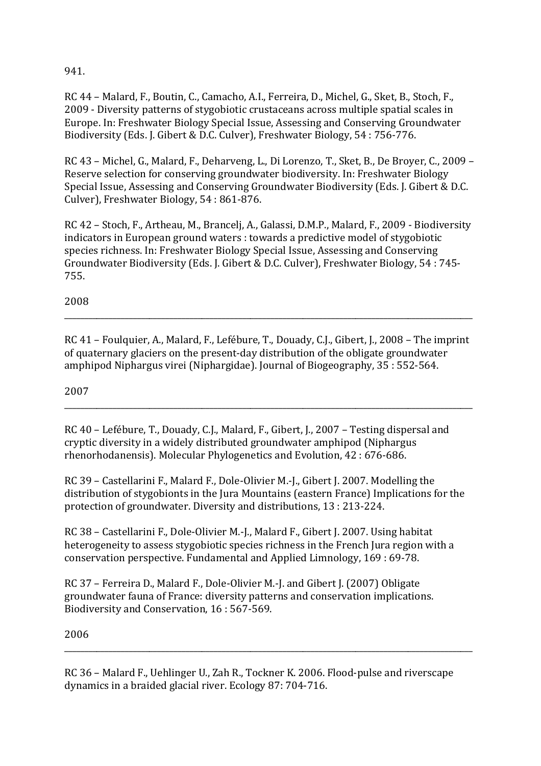941.

RC 44 – Malard, F., Boutin, C., Camacho, A.I., Ferreira, D., Michel, G., Sket, B., Stoch, F., 2009 - Diversity patterns of stygobiotic crustaceans across multiple spatial scales in Europe. In: Freshwater Biology Special Issue, Assessing and Conserving Groundwater Biodiversity (Eds. J. Gibert & D.C. Culver), Freshwater Biology, 54 : 756-776.

RC 43 – Michel, G., Malard, F., Deharveng, L., Di Lorenzo, T., Sket, B., De Broyer, C., 2009 – Reserve selection for conserving groundwater biodiversity. In: Freshwater Biology Special Issue, Assessing and Conserving Groundwater Biodiversity (Eds. J. Gibert & D.C. Culver), Freshwater Biology, 54 : 861-876.

RC 42 – Stoch, F., Artheau, M., Brancelj, A., Galassi, D.M.P., Malard, F., 2009 - Biodiversity indicators in European ground waters : towards a predictive model of stygobiotic species richness. In: Freshwater Biology Special Issue, Assessing and Conserving Groundwater Biodiversity (Eds. J. Gibert & D.C. Culver), Freshwater Biology, 54 : 745-755.

2008

---

RC 41 – Foulquier, A., Malard, F., Lefébure, T., Douady, C.J., Gibert, J., 2008 – The imprint of quaternary glaciers on the present-day distribution of the obligate groundwater amphipod Niphargus virei (Niphargidae). Journal of Biogeography, 35 : 552-564.

2007

---

RC 40 – Lefébure, T., Douady, C.J., Malard, F., Gibert, J., 2007 – Testing dispersal and cryptic diversity in a widely distributed groundwater amphipod (Niphargus rhenorhodanensis). Molecular Phylogenetics and Evolution, 42 : 676-686.

RC 39 – Castellarini F., Malard F., Dole-Olivier M.-J., Gibert J. 2007. Modelling the distribution of stygobionts in the Jura Mountains (eastern France) Implications for the protection of groundwater. Diversity and distributions, 13 : 213-224.

RC 38 – Castellarini F., Dole-Olivier M.-J., Malard F., Gibert J. 2007. Using habitat heterogeneity to assess stygobiotic species richness in the French Jura region with a conservation perspective. Fundamental and Applied Limnology, 169 : 69-78.

RC 37 – Ferreira D., Malard F., Dole-Olivier M.-J. and Gibert J. (2007) Obligate groundwater fauna of France: diversity patterns and conservation implications. Biodiversity and Conservation, 16 : 567-569.

2006

---

RC 36 – Malard F., Uehlinger U., Zah R., Tockner K. 2006. Flood-pulse and riverscape dynamics in a braided glacial river. Ecology 87: 704-716.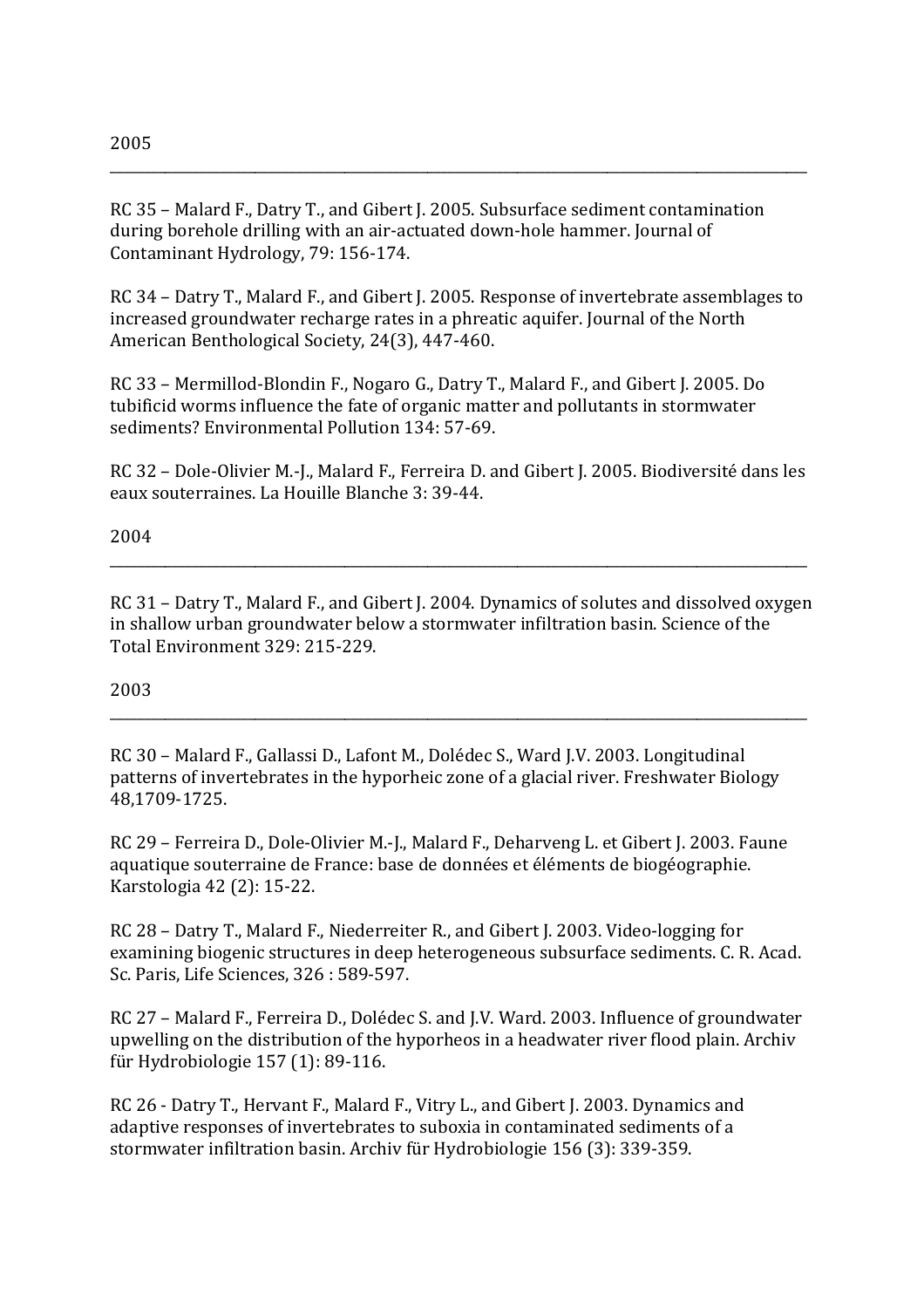2005

---

RC 35 – Malard F., Datry T., and Gibert J. 2005. Subsurface sediment contamination during borehole drilling with an air-actuated down-hole hammer. Journal of Contaminant Hydrology, 79: 156-174.

RC 34 – Datry T., Malard F., and Gibert J. 2005. Response of invertebrate assemblages to increased groundwater recharge rates in a phreatic aquifer. Journal of the North American Benthological Society, 24(3), 447-460.

RC 33 – Mermillod-Blondin F., Nogaro G., Datry T., Malard F., and Gibert J. 2005. Do tubificid worms influence the fate of organic matter and pollutants in stormwater sediments? Environmental Pollution 134: 57-69.

RC 32 – Dole-Olivier M.-J., Malard F., Ferreira D. and Gibert J. 2005. Biodiversité dans les eaux souterraines. La Houille Blanche 3: 39-44.

2004

---

RC 31 – Datry T., Malard F., and Gibert J. 2004. Dynamics of solutes and dissolved oxygen in shallow urban groundwater below a stormwater infiltration basin. Science of the Total Environment 329: 215-229.

2003

---

RC 30 – Malard F., Gallassi D., Lafont M., Dolédec S., Ward J.V. 2003. Longitudinal patterns of invertebrates in the hyporheic zone of a glacial river. Freshwater Biology 48,1709-1725.

RC 29 – Ferreira D., Dole-Olivier M.-J., Malard F., Deharveng L. et Gibert J. 2003. Faune aquatique souterraine de France: base de données et éléments de biogéographie. Karstologia 42 (2): 15-22.

RC 28 – Datry T., Malard F., Niederreiter R., and Gibert J. 2003. Video-logging for examining biogenic structures in deep heterogeneous subsurface sediments. C. R. Acad. Sc. Paris, Life Sciences, 326 : 589-597.

RC 27 – Malard F., Ferreira D., Dolédec S. and J.V. Ward. 2003. Influence of groundwater upwelling on the distribution of the hyporheos in a headwater river flood plain. Archiv für Hydrobiologie 157 (1): 89-116.

RC 26 - Datry T., Hervant F., Malard F., Vitry L., and Gibert J. 2003. Dynamics and adaptive responses of invertebrates to suboxia in contaminated sediments of a stormwater infiltration basin. Archiv für Hydrobiologie 156 (3): 339-359.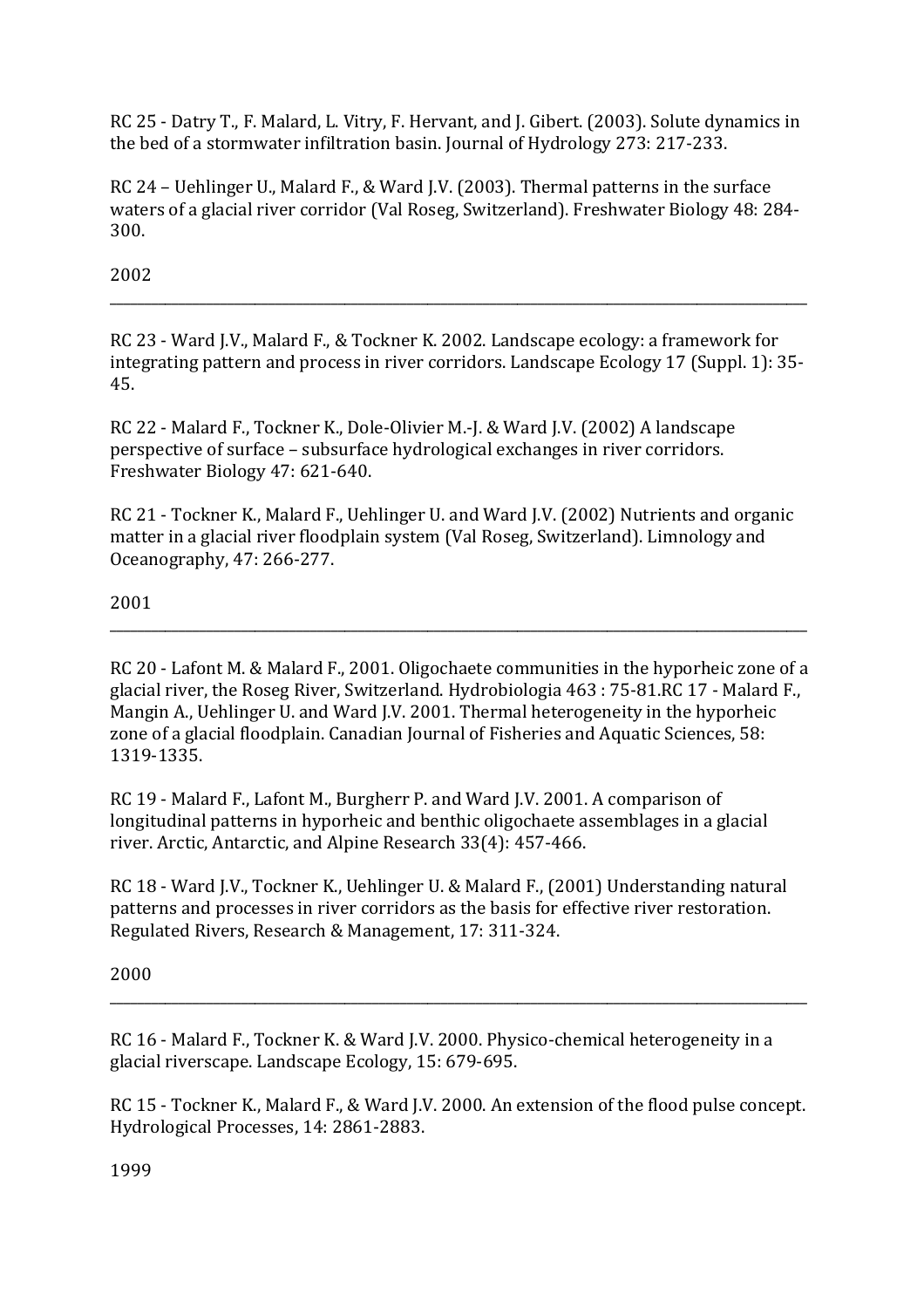RC 25 - Datry T., F. Malard, L. Vitry, F. Hervant, and J. Gibert. (2003). Solute dynamics in the bed of a stormwater infiltration basin. Journal of Hydrology 273: 217-233.

RC 24 – Uehlinger U., Malard F., & Ward J.V. (2003). Thermal patterns in the surface waters of a glacial river corridor (Val Roseg, Switzerland). Freshwater Biology 48: 284-300.

2002

---

RC 23 - Ward J.V., Malard F., & Tockner K. 2002. Landscape ecology: a framework for integrating pattern and process in river corridors. Landscape Ecology 17 (Suppl. 1): 35-45.

RC 22 - Malard F., Tockner K., Dole-Olivier M.-J. & Ward J.V. (2002) A landscape perspective of surface – subsurface hydrological exchanges in river corridors. Freshwater Biology 47: 621-640.

RC 21 - Tockner K., Malard F., Uehlinger U. and Ward J.V. (2002) Nutrients and organic matter in a glacial river floodplain system (Val Roseg, Switzerland). Limnology and Oceanography, 47: 266-277.

2001

---

RC 20 - Lafont M. & Malard F., 2001. Oligochaete communities in the hyporheic zone of a glacial river, the Roseg River, Switzerland. Hydrobiologia 463 : 75-81.RC 17 - Malard F., Mangin A., Uehlinger U. and Ward J.V. 2001. Thermal heterogeneity in the hyporheic zone of a glacial floodplain. Canadian Journal of Fisheries and Aquatic Sciences, 58: 1319-1335.

RC 19 - Malard F., Lafont M., Burgherr P. and Ward J.V. 2001. A comparison of longitudinal patterns in hyporheic and benthic oligochaete assemblages in a glacial river. Arctic, Antarctic, and Alpine Research 33(4): 457-466.

RC 18 - Ward J.V., Tockner K., Uehlinger U. & Malard F., (2001) Understanding natural patterns and processes in river corridors as the basis for effective river restoration. Regulated Rivers, Research & Management, 17: 311-324.

2000

---

RC 16 - Malard F., Tockner K. & Ward J.V. 2000. Physico-chemical heterogeneity in a glacial riverscape. Landscape Ecology, 15: 679-695.

RC 15 - Tockner K., Malard F., & Ward J.V. 2000. An extension of the flood pulse concept. Hydrological Processes, 14: 2861-2883.

1999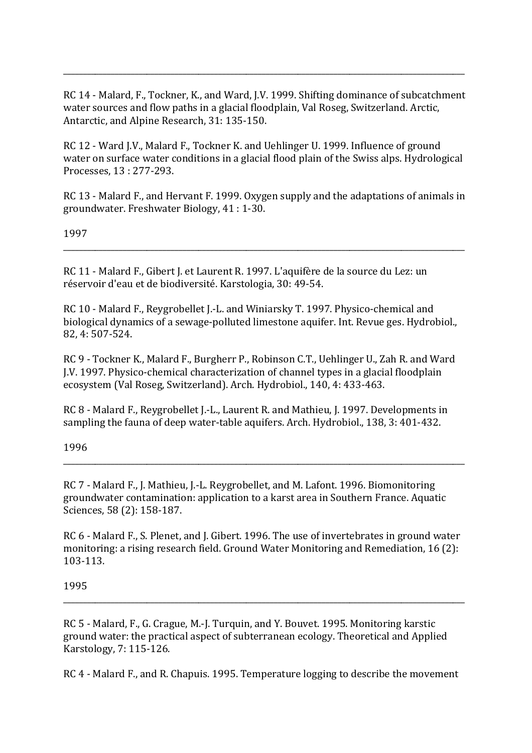---

RC 14 - Malard, F., Tockner, K., and Ward, J.V. 1999. Shifting dominance of subcatchment water sources and flow paths in a glacial floodplain, Val Roseg, Switzerland. Arctic, Antarctic, and Alpine Research, 31: 135-150.

RC 12 - Ward J.V., Malard F., Tockner K. and Uehlinger U. 1999. Influence of ground water on surface water conditions in a glacial flood plain of the Swiss alps. Hydrological Processes, 13 : 277-293.

RC 13 - Malard F., and Hervant F. 1999. Oxygen supply and the adaptations of animals in groundwater. Freshwater Biology, 41 : 1-30.

1997

---

RC 11 - Malard F., Gibert J. et Laurent R. 1997. L'aquifère de la source du Lez: un réservoir d'eau et de biodiversité. Karstologia, 30: 49-54.

RC 10 - Malard F., Reygrobellet J.-L. and Winiarsky T. 1997. Physico-chemical and biological dynamics of a sewage-polluted limestone aquifer. Int. Revue ges. Hydrobiol., 82, 4: 507-524.

RC 9 - Tockner K., Malard F., Burgherr P., Robinson C.T., Uehlinger U., Zah R. and Ward J.V. 1997. Physico-chemical characterization of channel types in a glacial floodplain ecosystem (Val Roseg, Switzerland). Arch. Hydrobiol., 140, 4: 433-463.

RC 8 - Malard F., Reygrobellet J.-L., Laurent R. and Mathieu, J. 1997. Developments in sampling the fauna of deep water-table aquifers. Arch. Hydrobiol., 138, 3: 401-432.

1996

---

RC 7 - Malard F., J. Mathieu, J.-L. Reygrobellet, and M. Lafont. 1996. Biomonitoring groundwater contamination: application to a karst area in Southern France. Aquatic Sciences, 58 (2): 158-187.

RC 6 - Malard F., S. Plenet, and J. Gibert. 1996. The use of invertebrates in ground water monitoring: a rising research field. Ground Water Monitoring and Remediation, 16 (2): 103-113.

1995

---

RC 5 - Malard, F., G. Crague, M.-J. Turquin, and Y. Bouvet. 1995. Monitoring karstic ground water: the practical aspect of subterranean ecology. Theoretical and Applied Karstology, 7: 115-126.

RC 4 - Malard F., and R. Chapuis. 1995. Temperature logging to describe the movement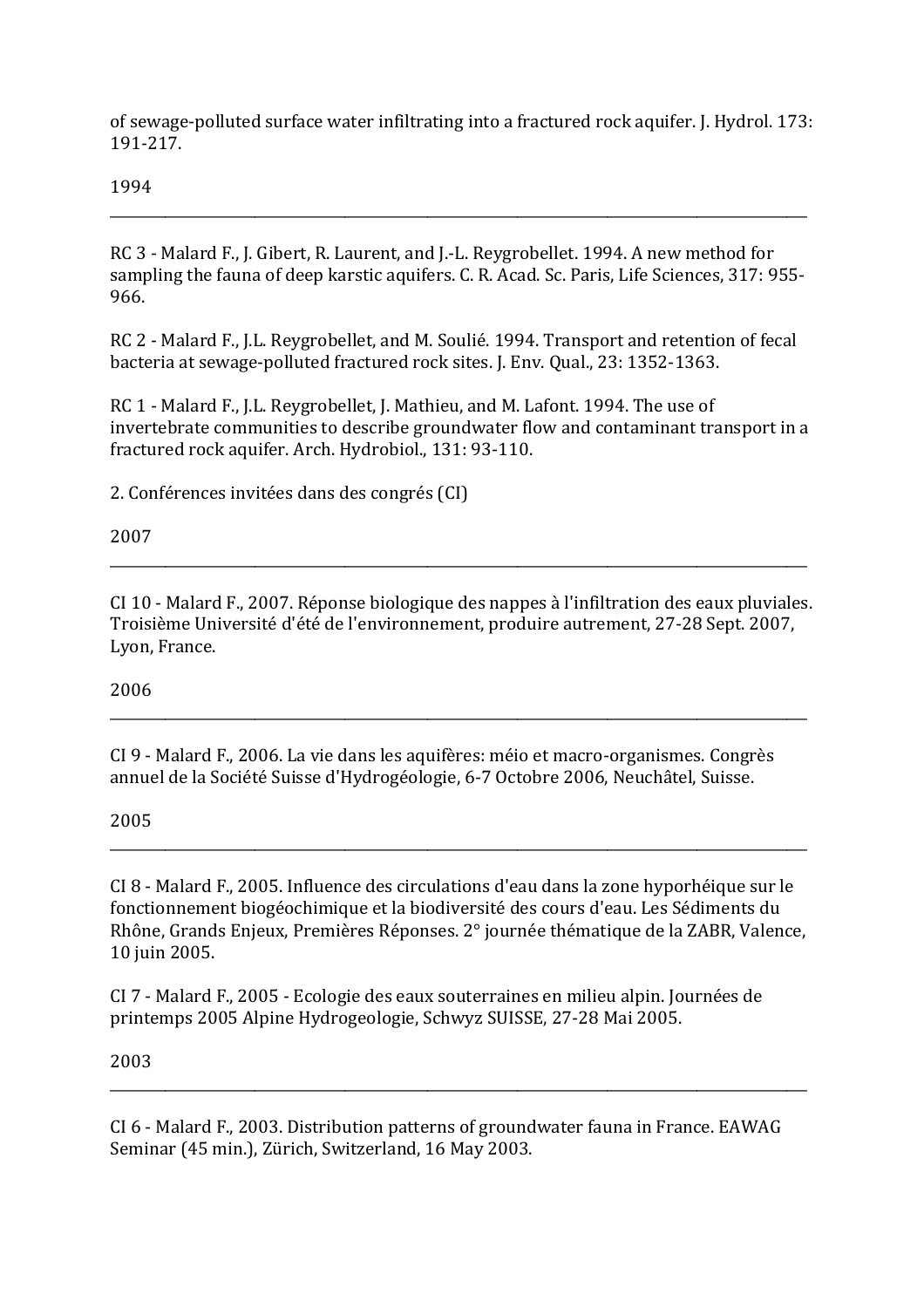of sewage-polluted surface water infiltrating into a fractured rock aquifer. J. Hydrol. 173: 191-217.

1994

---

RC 3 - Malard F., J. Gibert, R. Laurent, and J.-L. Reygrobellet. 1994. A new method for sampling the fauna of deep karstic aquifers. C. R. Acad. Sc. Paris, Life Sciences, 317: 955-966.

RC 2 - Malard F., J.L. Reygrobellet, and M. Soulié. 1994. Transport and retention of fecal bacteria at sewage-polluted fractured rock sites. J. Env. Qual., 23: 1352-1363.

RC 1 - Malard F., J.L. Reygrobellet, J. Mathieu, and M. Lafont. 1994. The use of invertebrate communities to describe groundwater flow and contaminant transport in a fractured rock aquifer. Arch. Hydrobiol., 131: 93-110.

2. Conférences invitées dans des congrés (CI)

2007

---

CI 10 - Malard F., 2007. Réponse biologique des nappes à l'infiltration des eaux pluviales. Troisième Université d'été de l'environnement, produire autrement, 27-28 Sept. 2007, Lyon, France.

2006

---

CI 9 - Malard F., 2006. La vie dans les aquifères: méio et macro-organismes. Congrès annuel de la Société Suisse d'Hydrogéologie, 6-7 Octobre 2006, Neuchâtel, Suisse.

2005

---

CI 8 - Malard F., 2005. Influence des circulations d'eau dans la zone hyporhéique sur le fonctionnement biogéochimique et la biodiversité des cours d'eau. Les Sédiments du Rhône, Grands Enjeux, Premières Réponses. 2° journée thématique de la ZABR, Valence, 10 juin 2005.

CI 7 - Malard F., 2005 - Ecologie des eaux souterraines en milieu alpin. Journées de printemps 2005 Alpine Hydrogeologie, Schwyz SUISSE, 27-28 Mai 2005.

2003

---

CI 6 - Malard F., 2003. Distribution patterns of groundwater fauna in France. EAWAG Seminar (45 min.), Zürich, Switzerland, 16 May 2003.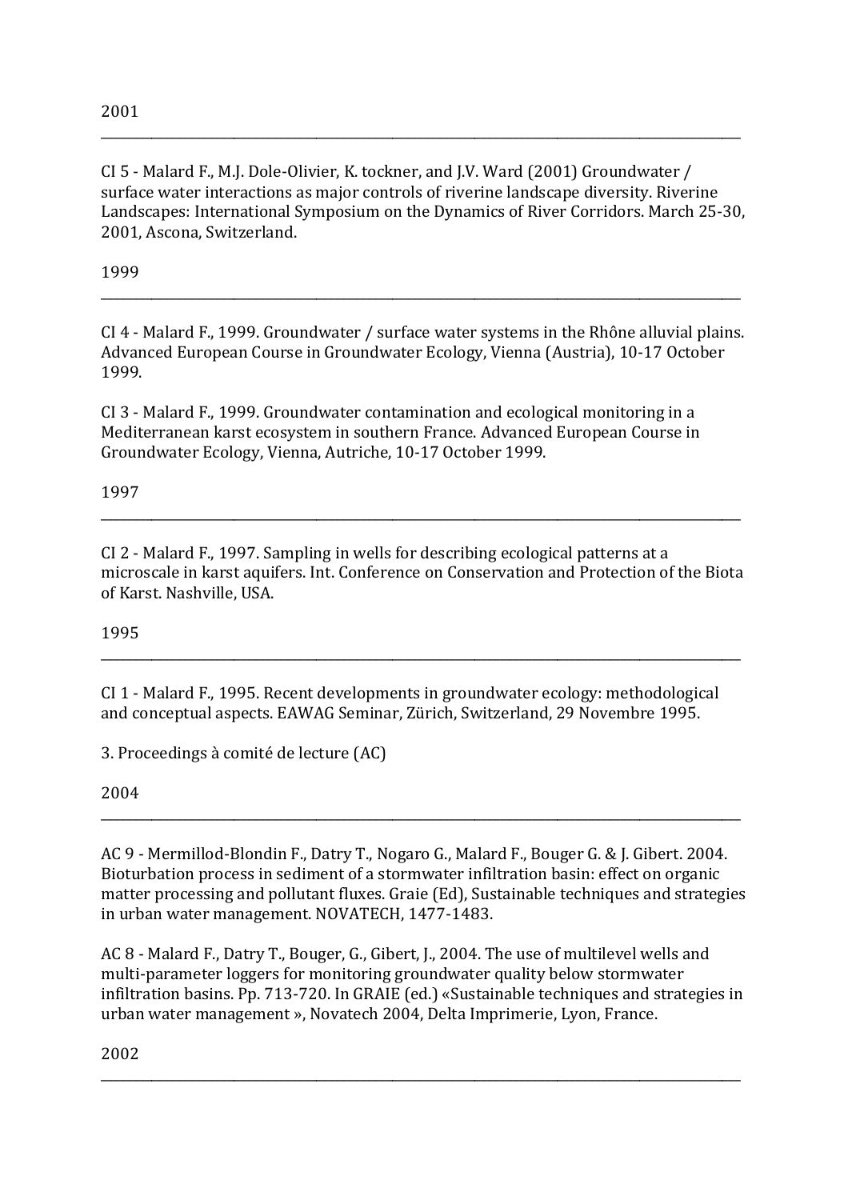2001

---

CI 5 - Malard F., M.J. Dole-Olivier, K. tockner, and J.V. Ward (2001) Groundwater / surface water interactions as major controls of riverine landscape diversity. Riverine Landscapes: International Symposium on the Dynamics of River Corridors. March 25-30, 2001, Ascona, Switzerland.

1999

---

CI 4 - Malard F., 1999. Groundwater / surface water systems in the Rhône alluvial plains. Advanced European Course in Groundwater Ecology, Vienna (Austria), 10-17 October 1999.

CI 3 - Malard F., 1999. Groundwater contamination and ecological monitoring in a Mediterranean karst ecosystem in southern France. Advanced European Course in Groundwater Ecology, Vienna, Autriche, 10-17 October 1999.

1997

---

CI 2 - Malard F., 1997. Sampling in wells for describing ecological patterns at a microscale in karst aquifers. Int. Conference on Conservation and Protection of the Biota of Karst. Nashville, USA.

1995

---

CI 1 - Malard F., 1995. Recent developments in groundwater ecology: methodological and conceptual aspects. EAWAG Seminar, Zürich, Switzerland, 29 Novembre 1995.

3. Proceedings à comité de lecture (AC)

2004

---

AC 9 - Mermillod-Blondin F., Datry T., Nogaro G., Malard F., Bouger G. & J. Gibert. 2004. Bioturbation process in sediment of a stormwater infiltration basin: effect on organic matter processing and pollutant fluxes. Graie (Ed), Sustainable techniques and strategies in urban water management. NOVATECH, 1477-1483.

AC 8 - Malard F., Datry T., Bouger, G., Gibert, J., 2004. The use of multilevel wells and multi-parameter loggers for monitoring groundwater quality below stormwater infiltration basins. Pp. 713-720. In GRAIE (ed.) «Sustainable techniques and strategies in urban water management », Novatech 2004, Delta Imprimerie, Lyon, France.

2002

---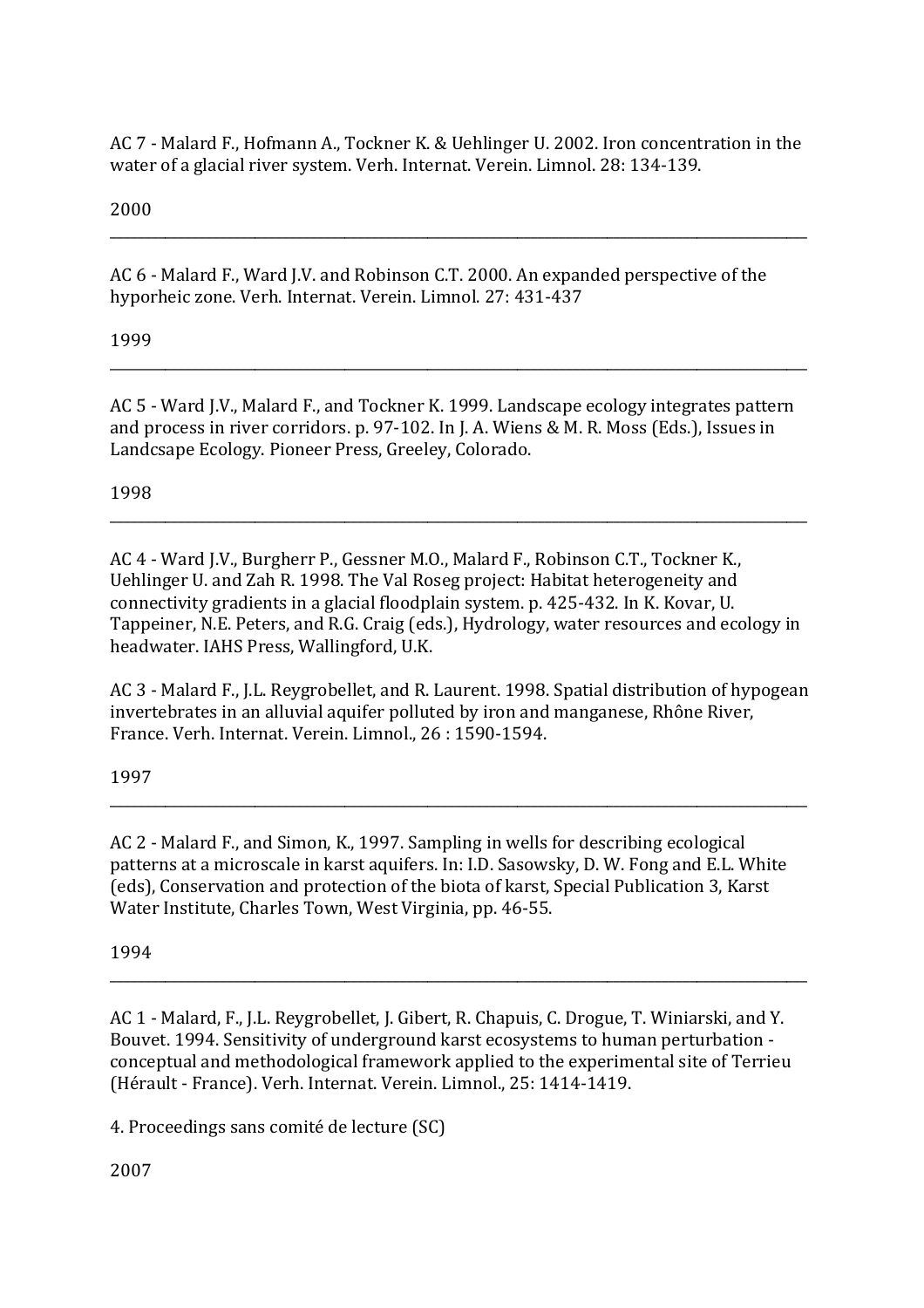AC 7 - Malard F., Hofmann A., Tockner K. & Uehlinger U. 2002. Iron concentration in the water of a glacial river system. Verh. Internat. Verein. Limnol. 28: 134-139.

2000

---

AC 6 - Malard F., Ward J.V. and Robinson C.T. 2000. An expanded perspective of the hyporheic zone. Verh. Internat. Verein. Limnol. 27: 431-437

1999

---

AC 5 - Ward J.V., Malard F., and Tockner K. 1999. Landscape ecology integrates pattern and process in river corridors. p. 97-102. In J. A. Wiens & M. R. Moss (Eds.), Issues in Landcsape Ecology. Pioneer Press, Greeley, Colorado.

1998

---

AC 4 - Ward J.V., Burgherr P., Gessner M.O., Malard F., Robinson C.T., Tockner K., Uehlinger U. and Zah R. 1998. The Val Roseg project: Habitat heterogeneity and connectivity gradients in a glacial floodplain system. p. 425-432. In K. Kovar, U. Tappeiner, N.E. Peters, and R.G. Craig (eds.), Hydrology, water resources and ecology in headwater. IAHS Press, Wallingford, U.K.

AC 3 - Malard F., J.L. Reygrobellet, and R. Laurent. 1998. Spatial distribution of hypogean invertebrates in an alluvial aquifer polluted by iron and manganese, Rhône River, France. Verh. Internat. Verein. Limnol., 26 : 1590-1594.

1997

---

AC 2 - Malard F., and Simon, K., 1997. Sampling in wells for describing ecological patterns at a microscale in karst aquifers. In: I.D. Sasowsky, D. W. Fong and E.L. White (eds), Conservation and protection of the biota of karst, Special Publication 3, Karst Water Institute, Charles Town, West Virginia, pp. 46-55.

1994

---

AC 1 - Malard, F., J.L. Reygrobellet, J. Gibert, R. Chapuis, C. Drogue, T. Winiarski, and Y. Bouvet. 1994. Sensitivity of underground karst ecosystems to human perturbation - conceptual and methodological framework applied to the experimental site of Terrieu (Hérault - France). Verh. Internat. Verein. Limnol., 25: 1414-1419.

4. Proceedings sans comité de lecture (SC)

2007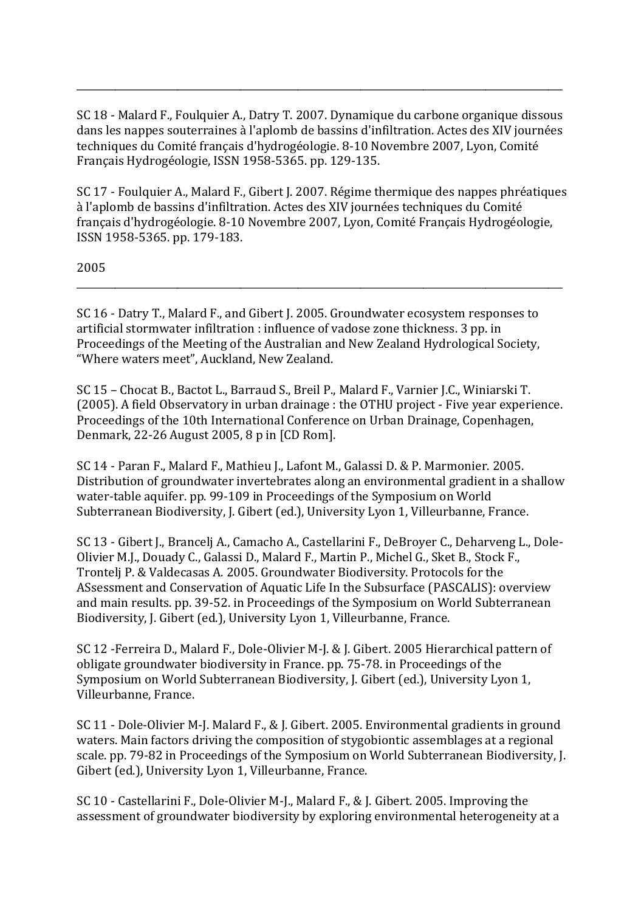---

SC 18 - Malard F., Foulquier A., Datry T. 2007. Dynamique du carbone organique dissous dans les nappes souterraines à l'aplomb de bassins d'infiltration. Actes des XIV journées techniques du Comité français d'hydrogéologie. 8-10 Novembre 2007, Lyon, Comité Français Hydrogéologie, ISSN 1958-5365. pp. 129-135.

SC 17 - Foulquier A., Malard F., Gibert J. 2007. Régime thermique des nappes phréatiques à l'aplomb de bassins d'infiltration. Actes des XIV journées techniques du Comité français d'hydrogéologie. 8-10 Novembre 2007, Lyon, Comité Français Hydrogéologie, ISSN 1958-5365. pp. 179-183.

2005

---

SC 16 - Datry T., Malard F., and Gibert J. 2005. Groundwater ecosystem responses to artificial stormwater infiltration : influence of vadose zone thickness. 3 pp. in Proceedings of the Meeting of the Australian and New Zealand Hydrological Society, "Where waters meet", Auckland, New Zealand.

SC 15 – Chocat B., Bactot L., Barraud S., Breil P., Malard F., Varnier J.C., Winiarski T. (2005). A field Observatory in urban drainage : the OTHU project - Five year experience. Proceedings of the 10th International Conference on Urban Drainage, Copenhagen, Denmark, 22-26 August 2005, 8 p in [CD Rom].

SC 14 - Paran F., Malard F., Mathieu J., Lafont M., Galassi D. & P. Marmonier. 2005. Distribution of groundwater invertebrates along an environmental gradient in a shallow water-table aquifer. pp. 99-109 in Proceedings of the Symposium on World Subterranean Biodiversity, J. Gibert (ed.), University Lyon 1, Villeurbanne, France.

SC 13 - Gibert J., Brancelj A., Camacho A., Castellarini F., DeBroyer C., Deharveng L., Dole-Olivier M.J., Douady C., Galassi D., Malard F., Martin P., Michel G., Sket B., Stock F., Trontelj P. & Valdecasas A. 2005. Groundwater Biodiversity. Protocols for the ASsessment and Conservation of Aquatic Life In the Subsurface (PASCALIS): overview and main results. pp. 39-52. in Proceedings of the Symposium on World Subterranean Biodiversity, J. Gibert (ed.), University Lyon 1, Villeurbanne, France.

SC 12 -Ferreira D., Malard F., Dole-Olivier M-J. & J. Gibert. 2005 Hierarchical pattern of obligate groundwater biodiversity in France. pp. 75-78. in Proceedings of the Symposium on World Subterranean Biodiversity, J. Gibert (ed.), University Lyon 1, Villeurbanne, France.

SC 11 - Dole-Olivier M-J. Malard F., & J. Gibert. 2005. Environmental gradients in ground waters. Main factors driving the composition of stygobiontic assemblages at a regional scale. pp. 79-82 in Proceedings of the Symposium on World Subterranean Biodiversity, J. Gibert (ed.), University Lyon 1, Villeurbanne, France.

SC 10 - Castellarini F., Dole-Olivier M-J., Malard F., & J. Gibert. 2005. Improving the assessment of groundwater biodiversity by exploring environmental heterogeneity at a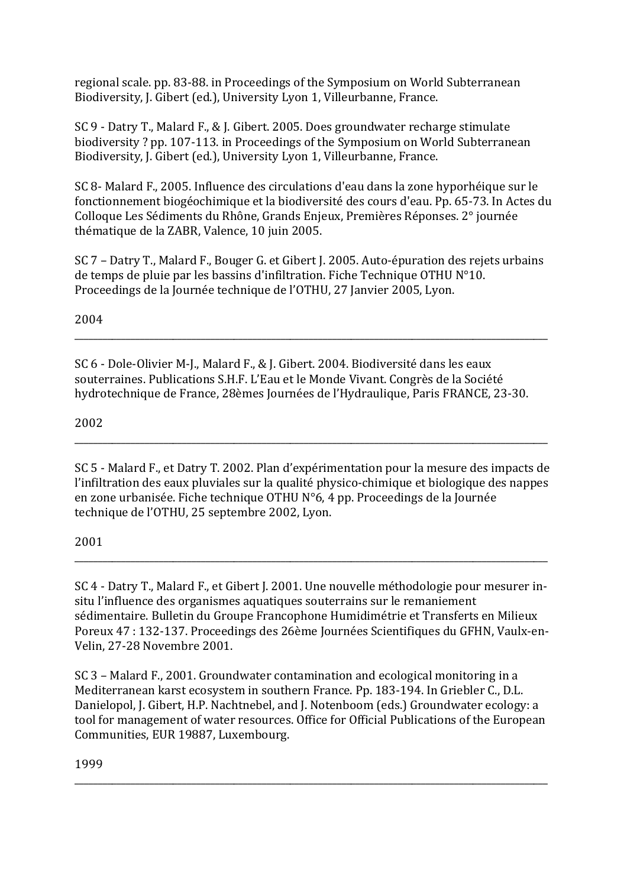regional scale. pp. 83-88. in Proceedings of the Symposium on World Subterranean Biodiversity, J. Gibert (ed.), University Lyon 1, Villeurbanne, France.

SC 9 - Datry T., Malard F., & J. Gibert. 2005. Does groundwater recharge stimulate biodiversity ? pp. 107-113. in Proceedings of the Symposium on World Subterranean Biodiversity, J. Gibert (ed.), University Lyon 1, Villeurbanne, France.

SC 8- Malard F., 2005. Influence des circulations d'eau dans la zone hyporhéique sur le fonctionnement biogéochimique et la biodiversité des cours d'eau. Pp. 65-73. In Actes du Colloque Les Sédiments du Rhône, Grands Enjeux, Premières Réponses. 2° journée thématique de la ZABR, Valence, 10 juin 2005.

SC 7 – Datry T., Malard F., Bouger G. et Gibert J. 2005. Auto-épuration des rejets urbains de temps de pluie par les bassins d'infiltration. Fiche Technique OTHU N°10. Proceedings de la Journée technique de l'OTHU, 27 Janvier 2005, Lyon.

2004

---

SC 6 - Dole-Olivier M-J., Malard F., & J. Gibert. 2004. Biodiversité dans les eaux souterraines. Publications S.H.F. L'Eau et le Monde Vivant. Congrès de la Société hydrotechnique de France, 28èmes Journées de l'Hydraulique, Paris FRANCE, 23-30.

2002

---

SC 5 - Malard F., et Datry T. 2002. Plan d'expérimentation pour la mesure des impacts de l'infiltration des eaux pluviales sur la qualité physico-chimique et biologique des nappes en zone urbanisée. Fiche technique OTHU N°6, 4 pp. Proceedings de la Journée technique de l'OTHU, 25 septembre 2002, Lyon.

2001

---

SC 4 - Datry T., Malard F., et Gibert J. 2001. Une nouvelle méthodologie pour mesurer in-situ l'influence des organismes aquatiques souterrains sur le remaniement sédimentaire. Bulletin du Groupe Francophone Humidimétrie et Transferts en Milieux Poreux 47 : 132-137. Proceedings des 26ème Journées Scientifiques du GFHN, Vaulx-en-Velin, 27-28 Novembre 2001.

SC 3 – Malard F., 2001. Groundwater contamination and ecological monitoring in a Mediterranean karst ecosystem in southern France. Pp. 183-194. In Griebler C., D.L. Danielopol, J. Gibert, H.P. Nachtnebel, and J. Notenboom (eds.) Groundwater ecology: a tool for management of water resources. Office for Official Publications of the European Communities, EUR 19887, Luxembourg.

1999

---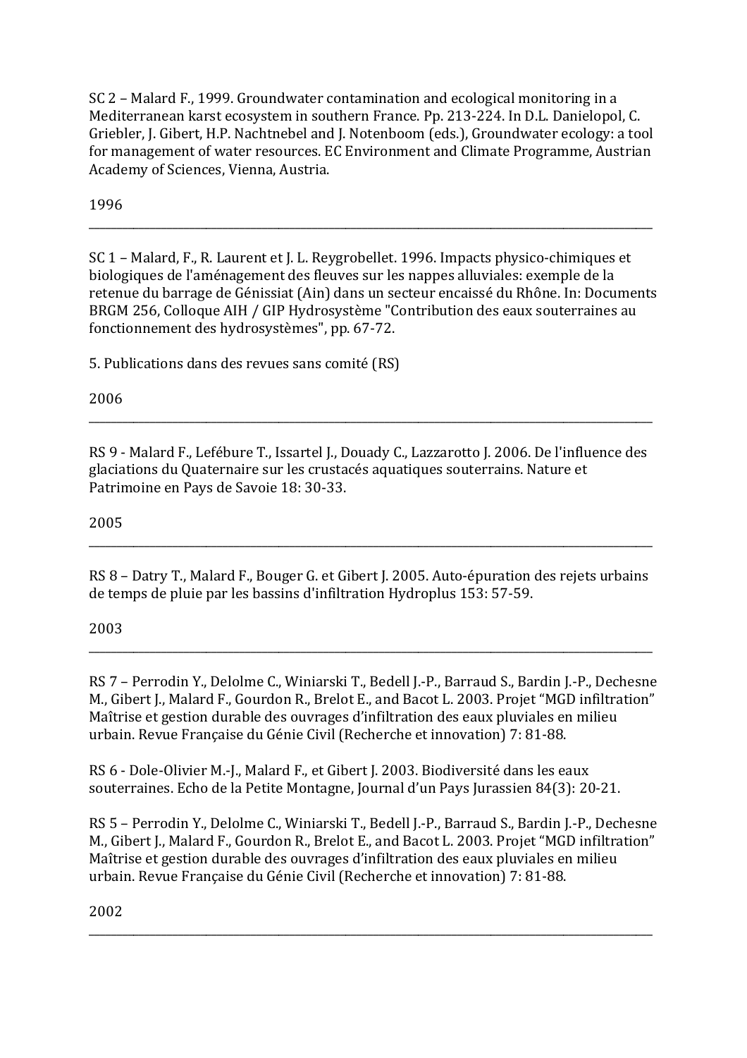SC 2 – Malard F., 1999. Groundwater contamination and ecological monitoring in a Mediterranean karst ecosystem in southern France. Pp. 213-224. In D.L. Danielopol, C. Griebler, J. Gibert, H.P. Nachtnebel and J. Notenboom (eds.), Groundwater ecology: a tool for management of water resources. EC Environment and Climate Programme, Austrian Academy of Sciences, Vienna, Austria.

1996

---

SC 1 – Malard, F., R. Laurent et J. L. Reygrobellet. 1996. Impacts physico-chimiques et biologiques de l'aménagement des fleuves sur les nappes alluviales: exemple de la retenue du barrage de Génissiat (Ain) dans un secteur encaissé du Rhône. In: Documents BRGM 256, Colloque AIH / GIP Hydrosystème "Contribution des eaux souterraines au fonctionnement des hydrosystèmes", pp. 67-72.

5. Publications dans des revues sans comité (RS)

2006

---

RS 9 - Malard F., Lefébure T., Issartel J., Douady C., Lazzarotto J. 2006. De l'influence des glaciations du Quaternaire sur les crustacés aquatiques souterrains. Nature et Patrimoine en Pays de Savoie 18: 30-33.

2005

---

RS 8 – Datry T., Malard F., Bouger G. et Gibert J. 2005. Auto-épuration des rejets urbains de temps de pluie par les bassins d'infiltration Hydroplus 153: 57-59.

2003

---

RS 7 – Perrodin Y., Delolme C., Winiarski T., Bedell J.-P., Barraud S., Bardin J.-P., Dechesne M., Gibert J., Malard F., Gourdon R., Brelot E., and Bacot L. 2003. Projet "MGD infiltration" Maîtrise et gestion durable des ouvrages d'infiltration des eaux pluviales en milieu urbain. Revue Française du Génie Civil (Recherche et innovation) 7: 81-88.

RS 6 - Dole-Olivier M.-J., Malard F., et Gibert J. 2003. Biodiversité dans les eaux souterraines. Echo de la Petite Montagne, Journal d'un Pays Jurassien 84(3): 20-21.

RS 5 – Perrodin Y., Delolme C., Winiarski T., Bedell J.-P., Barraud S., Bardin J.-P., Dechesne M., Gibert J., Malard F., Gourdon R., Brelot E., and Bacot L. 2003. Projet "MGD infiltration" Maîtrise et gestion durable des ouvrages d'infiltration des eaux pluviales en milieu urbain. Revue Française du Génie Civil (Recherche et innovation) 7: 81-88.

2002

---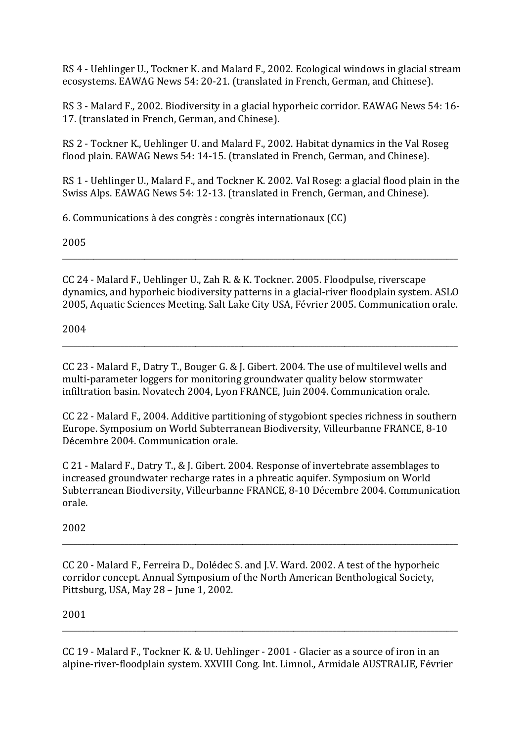RS 4 - Uehlinger U., Tockner K. and Malard F., 2002. Ecological windows in glacial stream ecosystems. EAWAG News 54: 20-21. (translated in French, German, and Chinese).

RS 3 - Malard F., 2002. Biodiversity in a glacial hyporheic corridor. EAWAG News 54: 16-17. (translated in French, German, and Chinese).

RS 2 - Tockner K., Uehlinger U. and Malard F., 2002. Habitat dynamics in the Val Roseg flood plain. EAWAG News 54: 14-15. (translated in French, German, and Chinese).

RS 1 - Uehlinger U., Malard F., and Tockner K. 2002. Val Roseg: a glacial flood plain in the Swiss Alps. EAWAG News 54: 12-13. (translated in French, German, and Chinese).

## 6. Communications à des congrès : congrès internationaux (CC)

### 2005

---

CC 24 - Malard F., Uehlinger U., Zah R. & K. Tockner. 2005. Floodpulse, riverscape dynamics, and hyporheic biodiversity patterns in a glacial-river floodplain system. ASLO 2005, Aquatic Sciences Meeting. Salt Lake City USA, Février 2005. Communication orale.

### 2004

---

CC 23 - Malard F., Datry T., Bouger G. & J. Gibert. 2004. The use of multilevel wells and multi-parameter loggers for monitoring groundwater quality below stormwater infiltration basin. Novatech 2004, Lyon FRANCE, Juin 2004. Communication orale.

CC 22 - Malard F., 2004. Additive partitioning of stygobiont species richness in southern Europe. Symposium on World Subterranean Biodiversity, Villeurbanne FRANCE, 8-10 Décembre 2004. Communication orale.

C 21 - Malard F., Datry T., & J. Gibert. 2004. Response of invertebrate assemblages to increased groundwater recharge rates in a phreatic aquifer. Symposium on World Subterranean Biodiversity, Villeurbanne FRANCE, 8-10 Décembre 2004. Communication orale.

### 2002

---

CC 20 - Malard F., Ferreira D., Dolédec S. and J.V. Ward. 2002. A test of the hyporheic corridor concept. Annual Symposium of the North American Benthological Society, Pittsburg, USA, May 28 – June 1, 2002.

### 2001

---

CC 19 - Malard F., Tockner K. & U. Uehlinger - 2001 - Glacier as a source of iron in an alpine-river-floodplain system. XXVIII Cong. Int. Limnol., Armidale AUSTRALIE, Février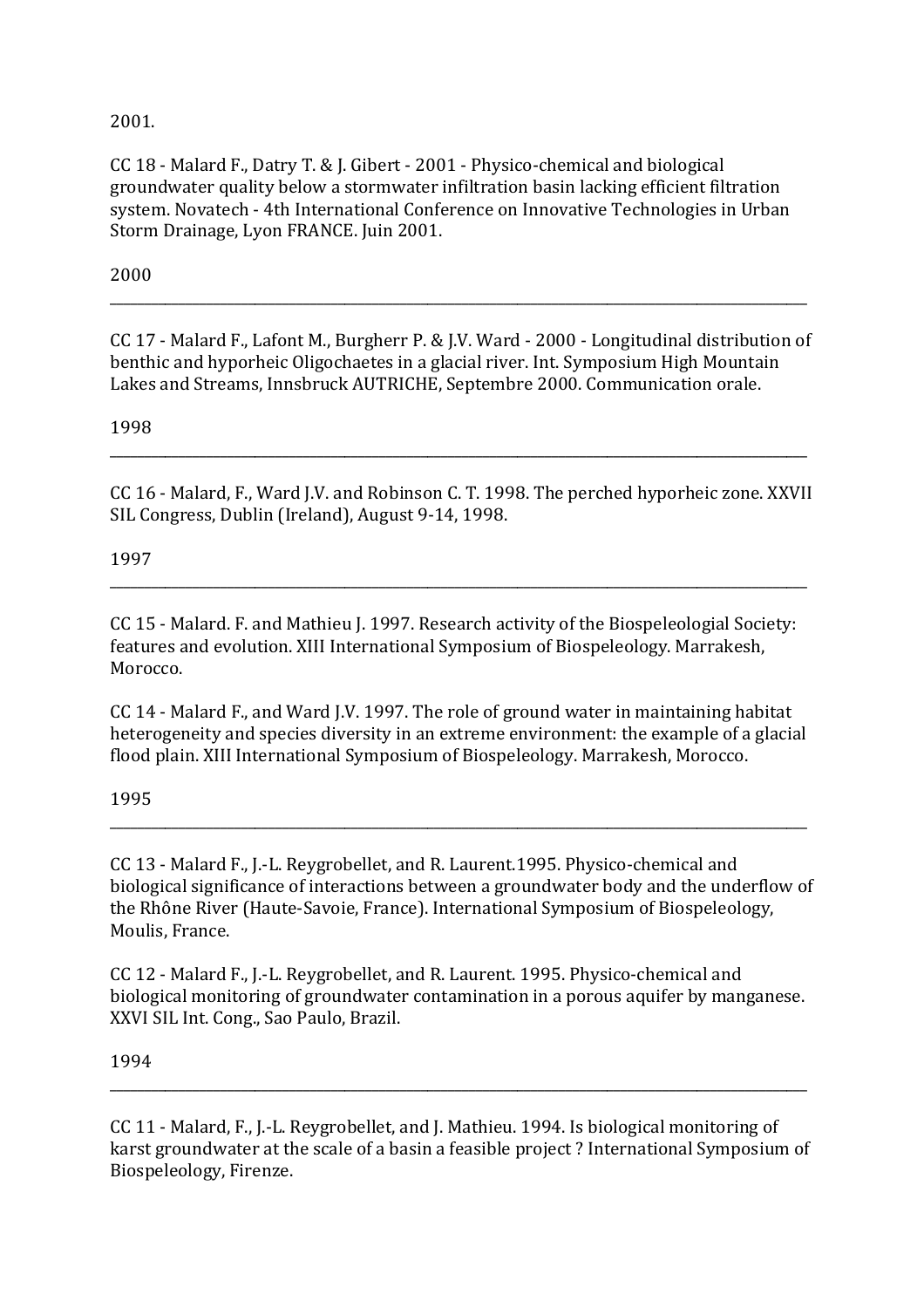2001.

CC 18 - Malard F., Datry T. & J. Gibert - 2001 - Physico-chemical and biological groundwater quality below a stormwater infiltration basin lacking efficient filtration system. Novatech - 4th International Conference on Innovative Technologies in Urban Storm Drainage, Lyon FRANCE. Juin 2001.

2000

---

CC 17 - Malard F., Lafont M., Burgherr P. & J.V. Ward - 2000 - Longitudinal distribution of benthic and hyporheic Oligochaetes in a glacial river. Int. Symposium High Mountain Lakes and Streams, Innsbruck AUTRICHE, Septembre 2000. Communication orale.

1998

---

CC 16 - Malard, F., Ward J.V. and Robinson C. T. 1998. The perched hyporheic zone. XXVII SIL Congress, Dublin (Ireland), August 9-14, 1998.

1997

---

CC 15 - Malard. F. and Mathieu J. 1997. Research activity of the Biospeleologial Society: features and evolution. XIII International Symposium of Biospeleology. Marrakesh, Morocco.

CC 14 - Malard F., and Ward J.V. 1997. The role of ground water in maintaining habitat heterogeneity and species diversity in an extreme environment: the example of a glacial flood plain. XIII International Symposium of Biospeleology. Marrakesh, Morocco.

1995

---

CC 13 - Malard F., J.-L. Reygrobellet, and R. Laurent.1995. Physico-chemical and biological significance of interactions between a groundwater body and the underflow of the Rhône River (Haute-Savoie, France). International Symposium of Biospeleology, Moulis, France.

CC 12 - Malard F., J.-L. Reygrobellet, and R. Laurent. 1995. Physico-chemical and biological monitoring of groundwater contamination in a porous aquifer by manganese. XXVI SIL Int. Cong., Sao Paulo, Brazil.

1994

---

CC 11 - Malard, F., J.-L. Reygrobellet, and J. Mathieu. 1994. Is biological monitoring of karst groundwater at the scale of a basin a feasible project ? International Symposium of Biospeleology, Firenze.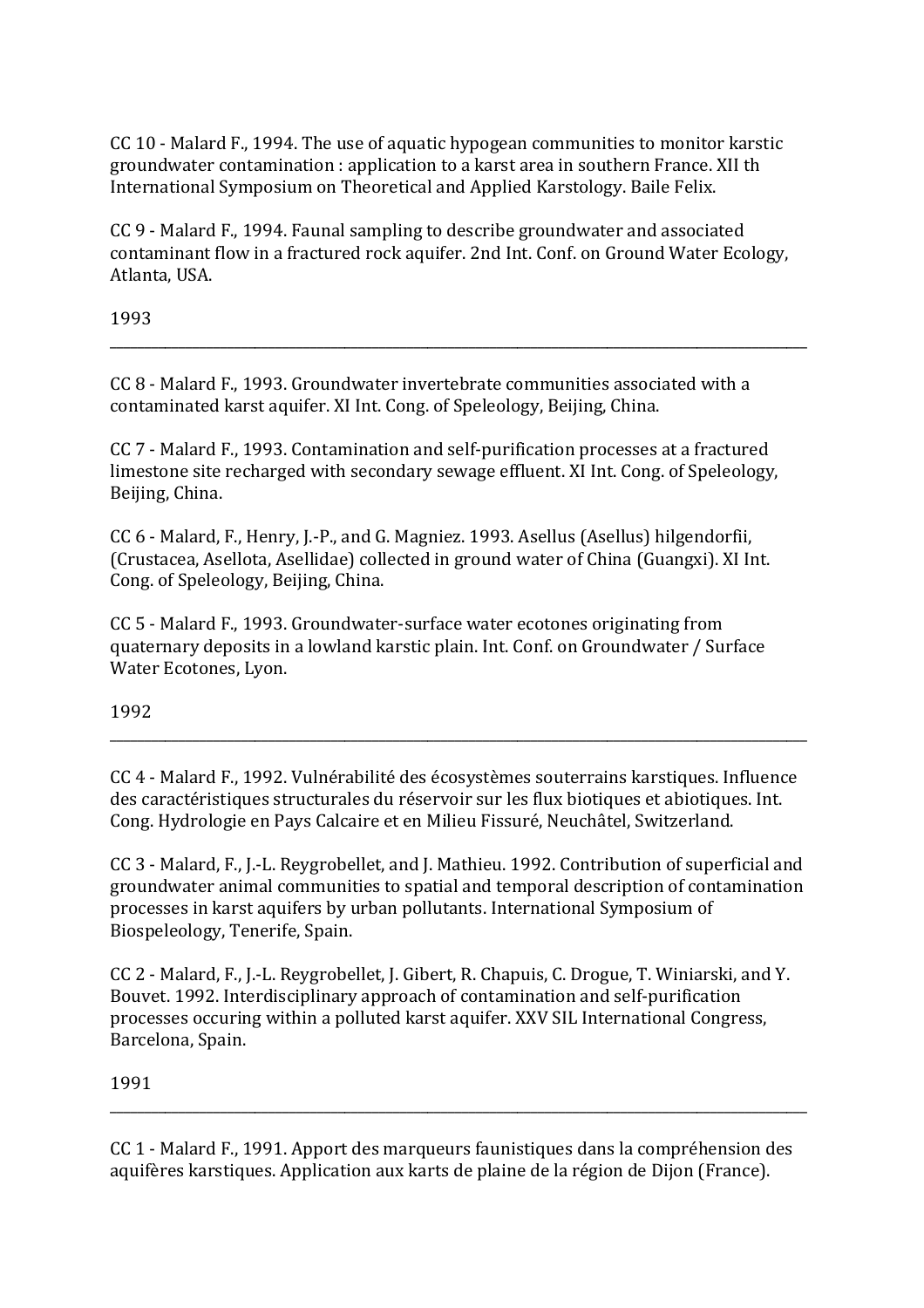CC 10 - Malard F., 1994. The use of aquatic hypogean communities to monitor karstic groundwater contamination : application to a karst area in southern France. XII th International Symposium on Theoretical and Applied Karstology. Baile Felix.

CC 9 - Malard F., 1994. Faunal sampling to describe groundwater and associated contaminant flow in a fractured rock aquifer. 2nd Int. Conf. on Ground Water Ecology, Atlanta, USA.

1993

---

CC 8 - Malard F., 1993. Groundwater invertebrate communities associated with a contaminated karst aquifer. XI Int. Cong. of Speleology, Beijing, China.

CC 7 - Malard F., 1993. Contamination and self-purification processes at a fractured limestone site recharged with secondary sewage effluent. XI Int. Cong. of Speleology, Beijing, China.

CC 6 - Malard, F., Henry, J.-P., and G. Magniez. 1993. Asellus (Asellus) hilgendorfii, (Crustacea, Asellota, Asellidae) collected in ground water of China (Guangxi). XI Int. Cong. of Speleology, Beijing, China.

CC 5 - Malard F., 1993. Groundwater-surface water ecotones originating from quaternary deposits in a lowland karstic plain. Int. Conf. on Groundwater / Surface Water Ecotones, Lyon.

1992

---

CC 4 - Malard F., 1992. Vulnérabilité des écosystèmes souterrains karstiques. Influence des caractéristiques structurales du réservoir sur les flux biotiques et abiotiques. Int. Cong. Hydrologie en Pays Calcaire et en Milieu Fissuré, Neuchâtel, Switzerland.

CC 3 - Malard, F., J.-L. Reygrobellet, and J. Mathieu. 1992. Contribution of superficial and groundwater animal communities to spatial and temporal description of contamination processes in karst aquifers by urban pollutants. International Symposium of Biospeleology, Tenerife, Spain.

CC 2 - Malard, F., J.-L. Reygrobellet, J. Gibert, R. Chapuis, C. Drogue, T. Winiarski, and Y. Bouvet. 1992. Interdisciplinary approach of contamination and self-purification processes occuring within a polluted karst aquifer. XXV SIL International Congress, Barcelona, Spain.

1991

---

CC 1 - Malard F., 1991. Apport des marqueurs faunistiques dans la compréhension des aquifères karstiques. Application aux karts de plaine de la région de Dijon (France).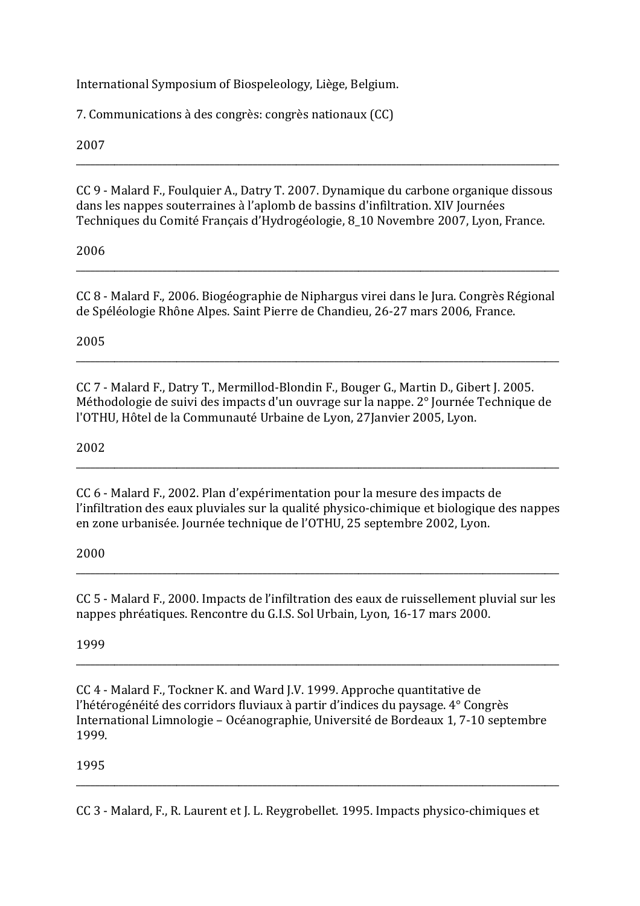International Symposium of Biospeleology, Liège, Belgium.

7. Communications à des congrès: congrès nationaux (CC)

2007

---

CC 9 - Malard F., Foulquier A., Datry T. 2007. Dynamique du carbone organique dissous dans les nappes souterraines à l'aplomb de bassins d'infiltration. XIV Journées Techniques du Comité Français d'Hydrogéologie, 8_10 Novembre 2007, Lyon, France.

2006

---

CC 8 - Malard F., 2006. Biogéographie de Niphargus virei dans le Jura. Congrès Régional de Spéléologie Rhône Alpes. Saint Pierre de Chandieu, 26-27 mars 2006, France.

2005

---

CC 7 - Malard F., Datry T., Mermillod-Blondin F., Bouger G., Martin D., Gibert J. 2005. Méthodologie de suivi des impacts d'un ouvrage sur la nappe. 2° Journée Technique de l'OTHU, Hôtel de la Communauté Urbaine de Lyon, 27Janvier 2005, Lyon.

2002

---

CC 6 - Malard F., 2002. Plan d'expérimentation pour la mesure des impacts de l'infiltration des eaux pluviales sur la qualité physico-chimique et biologique des nappes en zone urbanisée. Journée technique de l'OTHU, 25 septembre 2002, Lyon.

2000

---

CC 5 - Malard F., 2000. Impacts de l'infiltration des eaux de ruissellement pluvial sur les nappes phréatiques. Rencontre du G.I.S. Sol Urbain, Lyon, 16-17 mars 2000.

1999

---

CC 4 - Malard F., Tockner K. and Ward J.V. 1999. Approche quantitative de l'hétérogénéité des corridors fluviaux à partir d'indices du paysage. 4° Congrès International Limnologie – Océanographie, Université de Bordeaux 1, 7-10 septembre 1999.

1995

---

CC 3 - Malard, F., R. Laurent et J. L. Reygrobellet. 1995. Impacts physico-chimiques et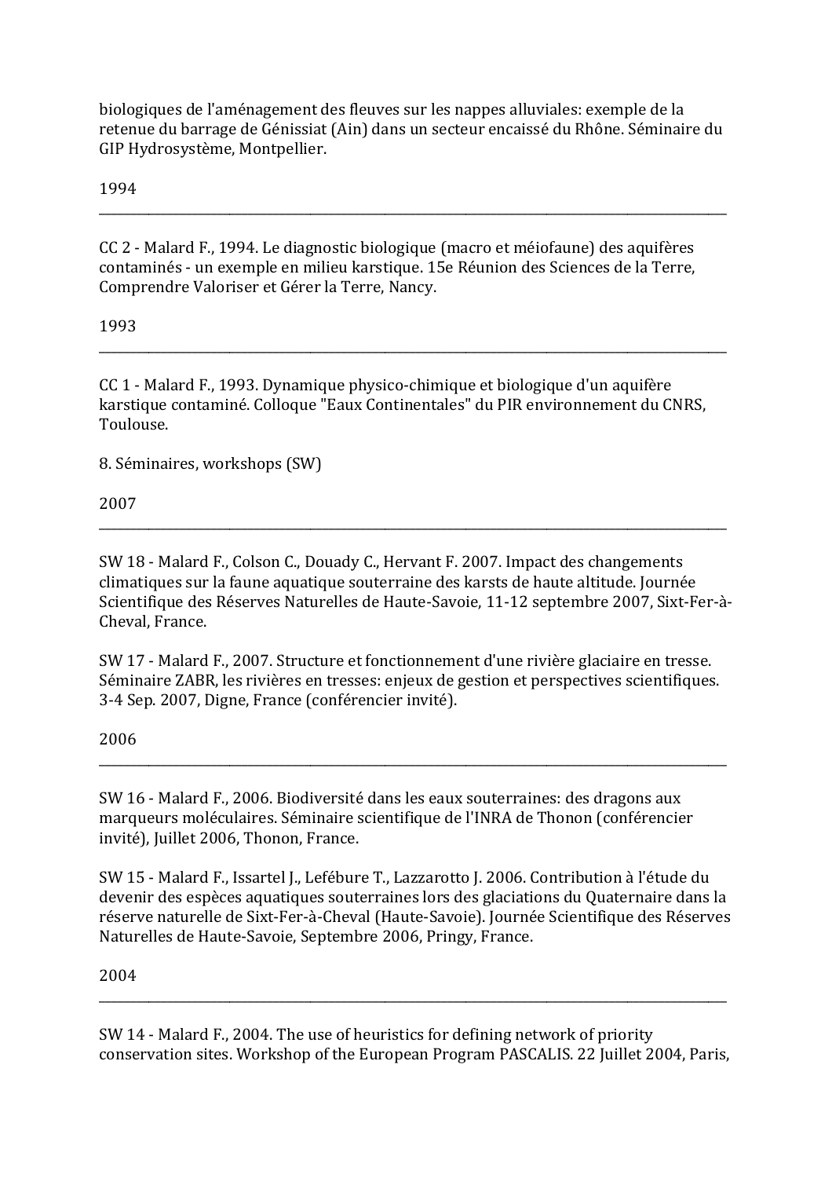biologiques de l'aménagement des fleuves sur les nappes alluviales: exemple de la retenue du barrage de Génissiat (Ain) dans un secteur encaissé du Rhône. Séminaire du GIP Hydrosystème, Montpellier.

1994

---

CC 2 - Malard F., 1994. Le diagnostic biologique (macro et méiofaune) des aquifères contaminés - un exemple en milieu karstique. 15e Réunion des Sciences de la Terre, Comprendre Valoriser et Gérer la Terre, Nancy.

1993

---

CC 1 - Malard F., 1993. Dynamique physico-chimique et biologique d'un aquifère karstique contaminé. Colloque "Eaux Continentales" du PIR environnement du CNRS, Toulouse.

8. Séminaires, workshops (SW)

2007

---

SW 18 - Malard F., Colson C., Douady C., Hervant F. 2007. Impact des changements climatiques sur la faune aquatique souterraine des karsts de haute altitude. Journée Scientifique des Réserves Naturelles de Haute-Savoie, 11-12 septembre 2007, Sixt-Fer-à-Cheval, France.

SW 17 - Malard F., 2007. Structure et fonctionnement d'une rivière glaciaire en tresse. Séminaire ZABR, les rivières en tresses: enjeux de gestion et perspectives scientifiques. 3-4 Sep. 2007, Digne, France (conférencier invité).

2006

---

SW 16 - Malard F., 2006. Biodiversité dans les eaux souterraines: des dragons aux marqueurs moléculaires. Séminaire scientifique de l'INRA de Thonon (conférencier invité), Juillet 2006, Thonon, France.

SW 15 - Malard F., Issartel J., Lefébure T., Lazzarotto J. 2006. Contribution à l'étude du devenir des espèces aquatiques souterraines lors des glaciations du Quaternaire dans la réserve naturelle de Sixt-Fer-à-Cheval (Haute-Savoie). Journée Scientifique des Réserves Naturelles de Haute-Savoie, Septembre 2006, Pringy, France.

2004

---

SW 14 - Malard F., 2004. The use of heuristics for defining network of priority conservation sites. Workshop of the European Program PASCALIS. 22 Juillet 2004, Paris,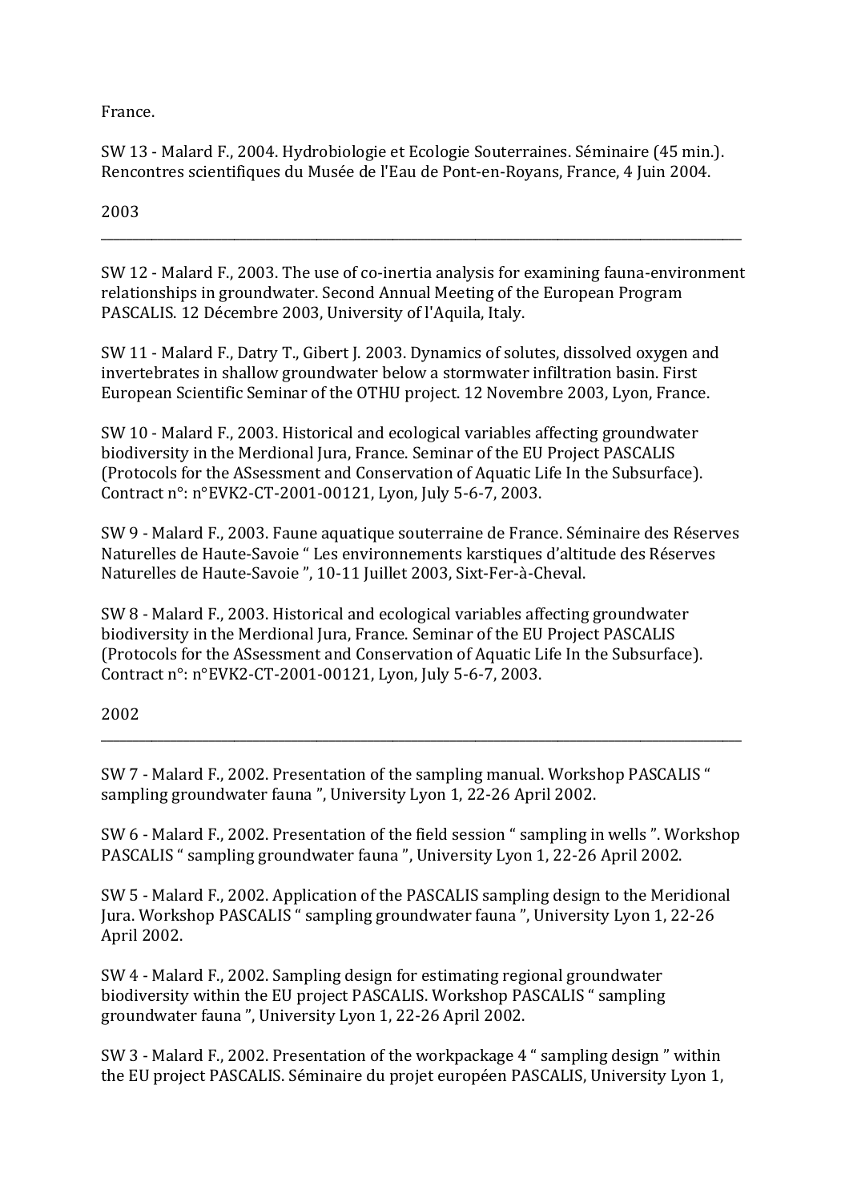France.

SW 13 - Malard F., 2004. Hydrobiologie et Ecologie Souterraines. Séminaire (45 min.). Rencontres scientifiques du Musée de l'Eau de Pont-en-Royans, France, 4 Juin 2004.

2003

---

SW 12 - Malard F., 2003. The use of co-inertia analysis for examining fauna-environment relationships in groundwater. Second Annual Meeting of the European Program PASCALIS. 12 Décembre 2003, University of l'Aquila, Italy.

SW 11 - Malard F., Datry T., Gibert J. 2003. Dynamics of solutes, dissolved oxygen and invertebrates in shallow groundwater below a stormwater infiltration basin. First European Scientific Seminar of the OTHU project. 12 Novembre 2003, Lyon, France.

SW 10 - Malard F., 2003. Historical and ecological variables affecting groundwater biodiversity in the Merdional Jura, France. Seminar of the EU Project PASCALIS (Protocols for the ASsessment and Conservation of Aquatic Life In the Subsurface). Contract n°: n°EVK2-CT-2001-00121, Lyon, July 5-6-7, 2003.

SW 9 - Malard F., 2003. Faune aquatique souterraine de France. Séminaire des Réserves Naturelles de Haute-Savoie " Les environnements karstiques d'altitude des Réserves Naturelles de Haute-Savoie ", 10-11 Juillet 2003, Sixt-Fer-à-Cheval.

SW 8 - Malard F., 2003. Historical and ecological variables affecting groundwater biodiversity in the Merdional Jura, France. Seminar of the EU Project PASCALIS (Protocols for the ASsessment and Conservation of Aquatic Life In the Subsurface). Contract n°: n°EVK2-CT-2001-00121, Lyon, July 5-6-7, 2003.

2002

---

SW 7 - Malard F., 2002. Presentation of the sampling manual. Workshop PASCALIS " sampling groundwater fauna ", University Lyon 1, 22-26 April 2002.

SW 6 - Malard F., 2002. Presentation of the field session " sampling in wells ". Workshop PASCALIS " sampling groundwater fauna ", University Lyon 1, 22-26 April 2002.

SW 5 - Malard F., 2002. Application of the PASCALIS sampling design to the Meridional Jura. Workshop PASCALIS " sampling groundwater fauna ", University Lyon 1, 22-26 April 2002.

SW 4 - Malard F., 2002. Sampling design for estimating regional groundwater biodiversity within the EU project PASCALIS. Workshop PASCALIS " sampling groundwater fauna ", University Lyon 1, 22-26 April 2002.

SW 3 - Malard F., 2002. Presentation of the workpackage 4 " sampling design " within the EU project PASCALIS. Séminaire du projet européen PASCALIS, University Lyon 1,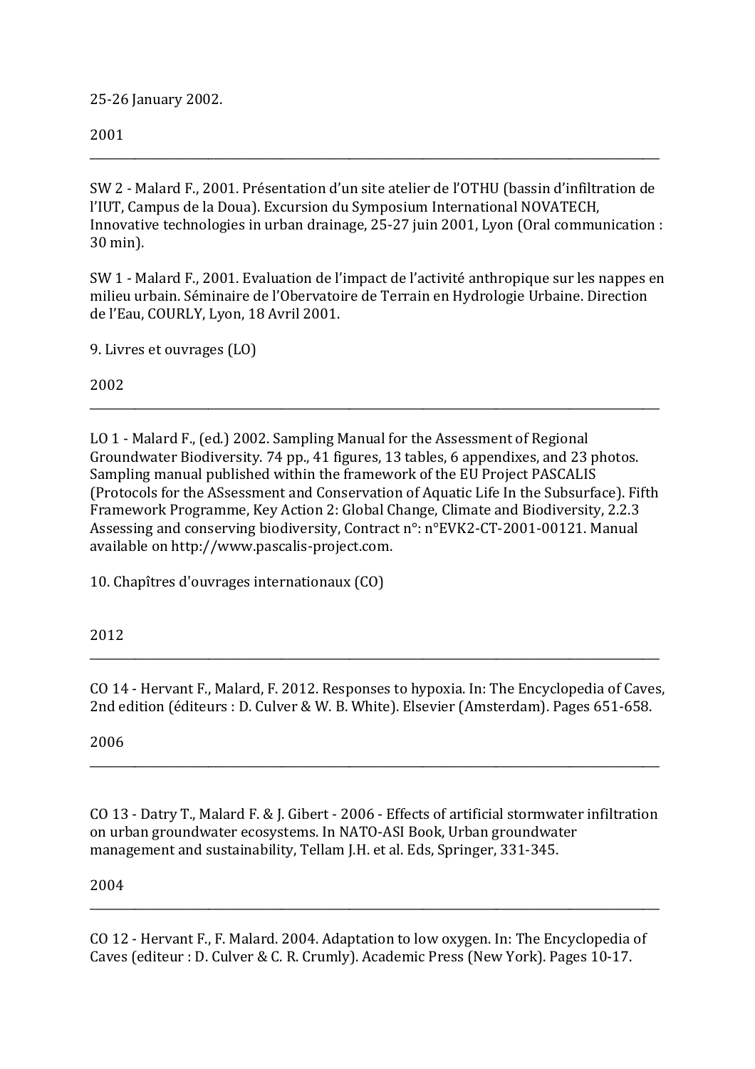25-26 January 2002.

2001

---

SW 2 - Malard F., 2001. Présentation d’un site atelier de l’OTHU (bassin d’infiltration de l’IUT, Campus de la Doua). Excursion du Symposium International NOVATECH, Innovative technologies in urban drainage, 25-27 juin 2001, Lyon (Oral communication : 30 min).

SW 1 - Malard F., 2001. Evaluation de l’impact de l’activité anthropique sur les nappes en milieu urbain. Séminaire de l’Obervatoire de Terrain en Hydrologie Urbaine. Direction de l’Eau, COURLY, Lyon, 18 Avril 2001.

9. Livres et ouvrages (LO)

2002

---

LO 1 - Malard F., (ed.) 2002. Sampling Manual for the Assessment of Regional Groundwater Biodiversity. 74 pp., 41 figures, 13 tables, 6 appendixes, and 23 photos. Sampling manual published within the framework of the EU Project PASCALIS (Protocols for the ASsessment and Conservation of Aquatic Life In the Subsurface). Fifth Framework Programme, Key Action 2: Global Change, Climate and Biodiversity, 2.2.3 Assessing and conserving biodiversity, Contract n°: n°EVK2-CT-2001-00121. Manual available on http://www.pascalis-project.com.

10. Chapîtres d'ouvrages internationaux (CO)

2012

---

CO 14 - Hervant F., Malard, F. 2012. Responses to hypoxia. In: The Encyclopedia of Caves, 2nd edition (éditeurs : D. Culver & W. B. White). Elsevier (Amsterdam). Pages 651-658.

2006

---

CO 13 - Datry T., Malard F. & J. Gibert - 2006 - Effects of artificial stormwater infiltration on urban groundwater ecosystems. In NATO-ASI Book, Urban groundwater management and sustainability, Tellam J.H. et al. Eds, Springer, 331-345.

2004

---

CO 12 - Hervant F., F. Malard. 2004. Adaptation to low oxygen. In: The Encyclopedia of Caves (editeur : D. Culver & C. R. Crumly). Academic Press (New York). Pages 10-17.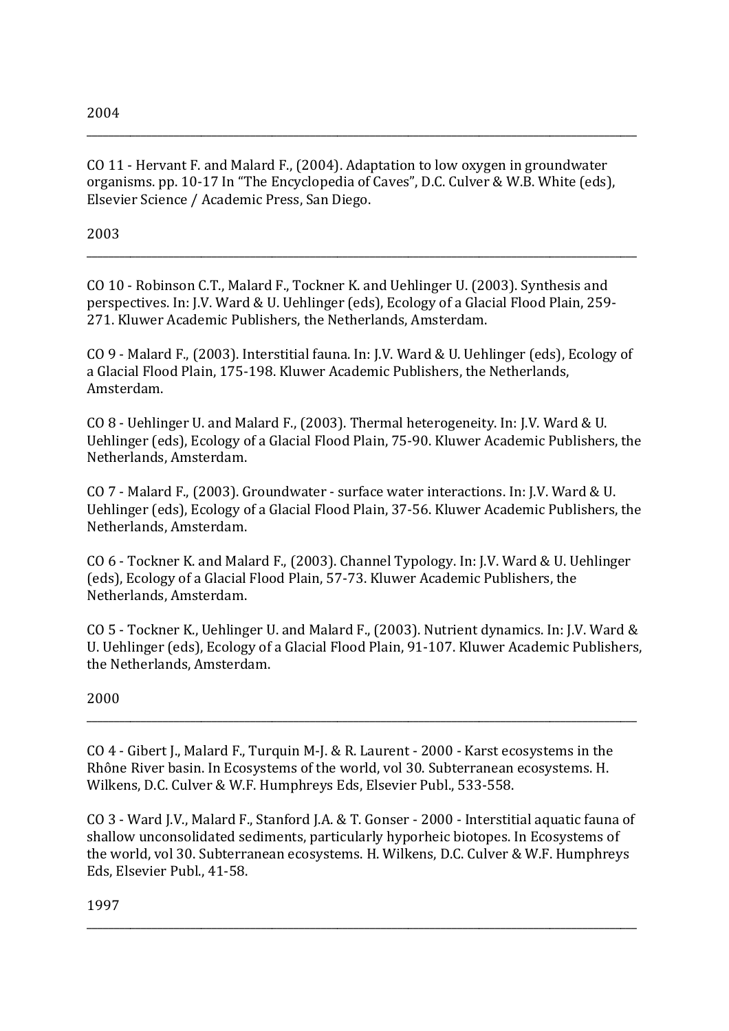2004

---

CO 11 - Hervant F. and Malard F., (2004). Adaptation to low oxygen in groundwater organisms. pp. 10-17 In "The Encyclopedia of Caves", D.C. Culver & W.B. White (eds), Elsevier Science / Academic Press, San Diego.

2003

---

CO 10 - Robinson C.T., Malard F., Tockner K. and Uehlinger U. (2003). Synthesis and perspectives. In: J.V. Ward & U. Uehlinger (eds), Ecology of a Glacial Flood Plain, 259-271. Kluwer Academic Publishers, the Netherlands, Amsterdam.

CO 9 - Malard F., (2003). Interstitial fauna. In: J.V. Ward & U. Uehlinger (eds), Ecology of a Glacial Flood Plain, 175-198. Kluwer Academic Publishers, the Netherlands, Amsterdam.

CO 8 - Uehlinger U. and Malard F., (2003). Thermal heterogeneity. In: J.V. Ward & U. Uehlinger (eds), Ecology of a Glacial Flood Plain, 75-90. Kluwer Academic Publishers, the Netherlands, Amsterdam.

CO 7 - Malard F., (2003). Groundwater - surface water interactions. In: J.V. Ward & U. Uehlinger (eds), Ecology of a Glacial Flood Plain, 37-56. Kluwer Academic Publishers, the Netherlands, Amsterdam.

CO 6 - Tockner K. and Malard F., (2003). Channel Typology. In: J.V. Ward & U. Uehlinger (eds), Ecology of a Glacial Flood Plain, 57-73. Kluwer Academic Publishers, the Netherlands, Amsterdam.

CO 5 - Tockner K., Uehlinger U. and Malard F., (2003). Nutrient dynamics. In: J.V. Ward & U. Uehlinger (eds), Ecology of a Glacial Flood Plain, 91-107. Kluwer Academic Publishers, the Netherlands, Amsterdam.

2000

---

CO 4 - Gibert J., Malard F., Turquin M-J. & R. Laurent - 2000 - Karst ecosystems in the Rhône River basin. In Ecosystems of the world, vol 30. Subterranean ecosystems. H. Wilkens, D.C. Culver & W.F. Humphreys Eds, Elsevier Publ., 533-558.

CO 3 - Ward J.V., Malard F., Stanford J.A. & T. Gonser - 2000 - Interstitial aquatic fauna of shallow unconsolidated sediments, particularly hyporheic biotopes. In Ecosystems of the world, vol 30. Subterranean ecosystems. H. Wilkens, D.C. Culver & W.F. Humphreys Eds, Elsevier Publ., 41-58.

1997

---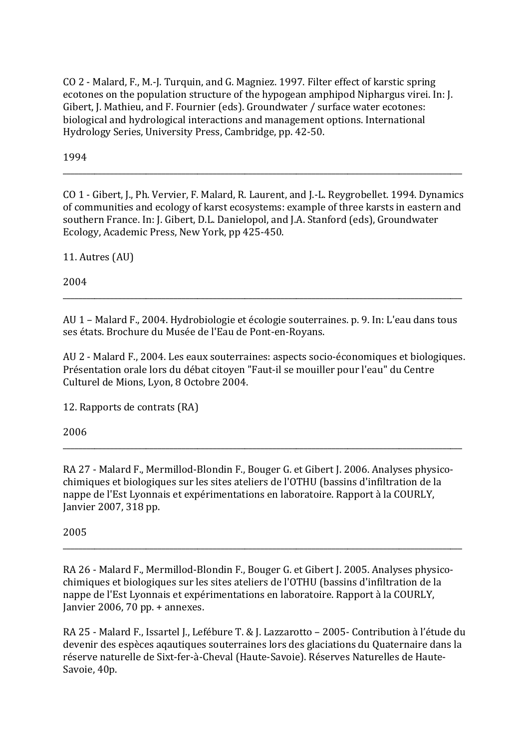CO 2 - Malard, F., M.-J. Turquin, and G. Magniez. 1997. Filter effect of karstic spring ecotones on the population structure of the hypogean amphipod Niphargus virei. In: J. Gibert, J. Mathieu, and F. Fournier (eds). Groundwater / surface water ecotones: biological and hydrological interactions and management options. International Hydrology Series, University Press, Cambridge, pp. 42-50.

1994

---

CO 1 - Gibert, J., Ph. Vervier, F. Malard, R. Laurent, and J.-L. Reygrobellet. 1994. Dynamics of communities and ecology of karst ecosystems: example of three karsts in eastern and southern France. In: J. Gibert, D.L. Danielopol, and J.A. Stanford (eds), Groundwater Ecology, Academic Press, New York, pp 425-450.

11. Autres (AU)

2004

---

AU 1 – Malard F., 2004. Hydrobiologie et écologie souterraines. p. 9. In: L'eau dans tous ses états. Brochure du Musée de l'Eau de Pont-en-Royans.

AU 2 - Malard F., 2004. Les eaux souterraines: aspects socio-économiques et biologiques. Présentation orale lors du débat citoyen "Faut-il se mouiller pour l'eau" du Centre Culturel de Mions, Lyon, 8 Octobre 2004.

12. Rapports de contrats (RA)

2006

---

RA 27 - Malard F., Mermillod-Blondin F., Bouger G. et Gibert J. 2006. Analyses physico-chimiques et biologiques sur les sites ateliers de l'OTHU (bassins d'infiltration de la nappe de l'Est Lyonnais et expérimentations en laboratoire. Rapport à la COURLY, Janvier 2007, 318 pp.

2005

---

RA 26 - Malard F., Mermillod-Blondin F., Bouger G. et Gibert J. 2005. Analyses physico-chimiques et biologiques sur les sites ateliers de l'OTHU (bassins d'infiltration de la nappe de l'Est Lyonnais et expérimentations en laboratoire. Rapport à la COURLY, Janvier 2006, 70 pp. + annexes.

RA 25 - Malard F., Issartel J., Lefébure T. & J. Lazzarotto – 2005- Contribution à l'étude du devenir des espèces aqautiques souterraines lors des glaciations du Quaternaire dans la réserve naturelle de Sixt-fer-à-Cheval (Haute-Savoie). Réserves Naturelles de Haute-Savoie, 40p.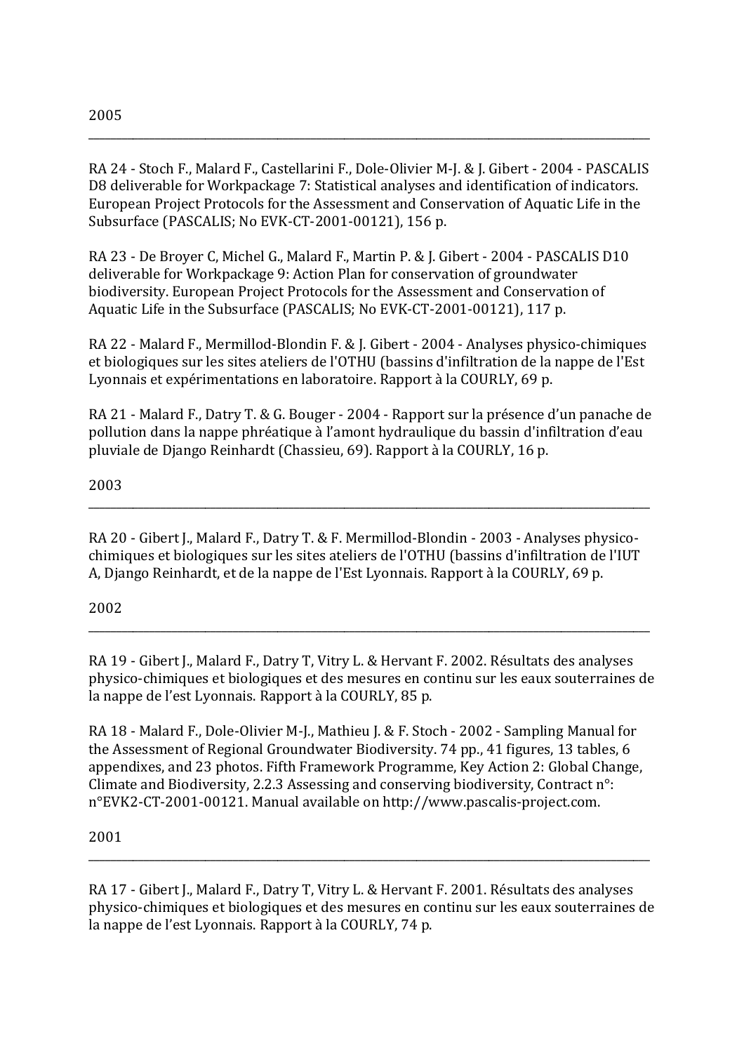2005

---

RA 24 - Stoch F., Malard F., Castellarini F., Dole-Olivier M-J. & J. Gibert - 2004 - PASCALIS D8 deliverable for Workpackage 7: Statistical analyses and identification of indicators. European Project Protocols for the Assessment and Conservation of Aquatic Life in the Subsurface (PASCALIS; No EVK-CT-2001-00121), 156 p.

RA 23 - De Broyer C, Michel G., Malard F., Martin P. & J. Gibert - 2004 - PASCALIS D10 deliverable for Workpackage 9: Action Plan for conservation of groundwater biodiversity. European Project Protocols for the Assessment and Conservation of Aquatic Life in the Subsurface (PASCALIS; No EVK-CT-2001-00121), 117 p.

RA 22 - Malard F., Mermillod-Blondin F. & J. Gibert - 2004 - Analyses physico-chimiques et biologiques sur les sites ateliers de l'OTHU (bassins d'infiltration de la nappe de l'Est Lyonnais et expérimentations en laboratoire. Rapport à la COURLY, 69 p.

RA 21 - Malard F., Datry T. & G. Bouger - 2004 - Rapport sur la présence d'un panache de pollution dans la nappe phréatique à l'amont hydraulique du bassin d'infiltration d'eau pluviale de Django Reinhardt (Chassieu, 69). Rapport à la COURLY, 16 p.

2003

---

RA 20 - Gibert J., Malard F., Datry T. & F. Mermillod-Blondin - 2003 - Analyses physico-chimiques et biologiques sur les sites ateliers de l'OTHU (bassins d'infiltration de l'IUT A, Django Reinhardt, et de la nappe de l'Est Lyonnais. Rapport à la COURLY, 69 p.

2002

---

RA 19 - Gibert J., Malard F., Datry T, Vitry L. & Hervant F. 2002. Résultats des analyses physico-chimiques et biologiques et des mesures en continu sur les eaux souterraines de la nappe de l'est Lyonnais. Rapport à la COURLY, 85 p.

RA 18 - Malard F., Dole-Olivier M-J., Mathieu J. & F. Stoch - 2002 - Sampling Manual for the Assessment of Regional Groundwater Biodiversity. 74 pp., 41 figures, 13 tables, 6 appendixes, and 23 photos. Fifth Framework Programme, Key Action 2: Global Change, Climate and Biodiversity, 2.2.3 Assessing and conserving biodiversity, Contract n°: n°EVK2-CT-2001-00121. Manual available on http://www.pascalis-project.com.

2001

---

RA 17 - Gibert J., Malard F., Datry T, Vitry L. & Hervant F. 2001. Résultats des analyses physico-chimiques et biologiques et des mesures en continu sur les eaux souterraines de la nappe de l'est Lyonnais. Rapport à la COURLY, 74 p.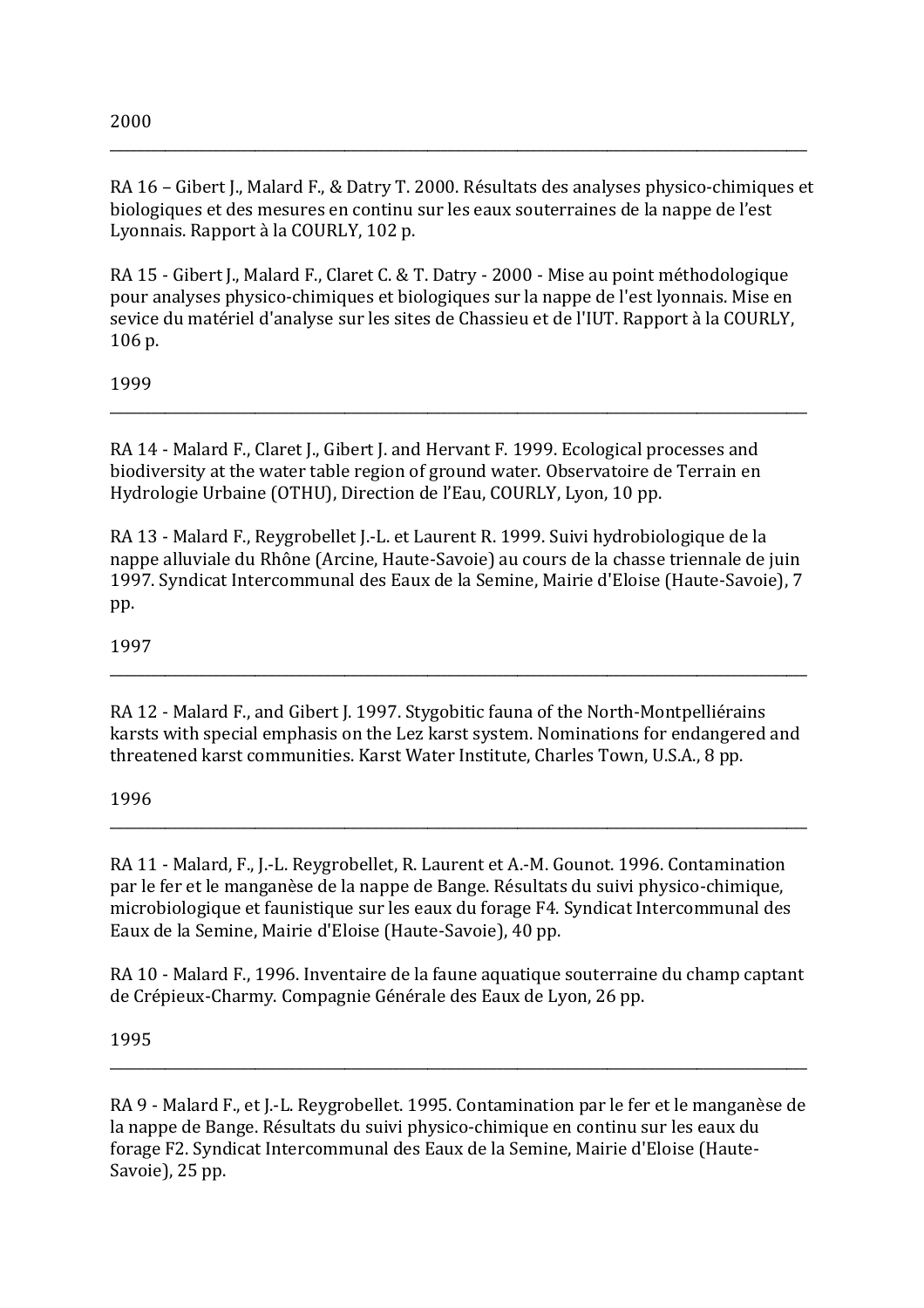2000

---

RA 16 – Gibert J., Malard F., & Datry T. 2000. Résultats des analyses physico-chimiques et biologiques et des mesures en continu sur les eaux souterraines de la nappe de l'est Lyonnais. Rapport à la COURLY, 102 p.

RA 15 - Gibert J., Malard F., Claret C. & T. Datry - 2000 - Mise au point méthodologique pour analyses physico-chimiques et biologiques sur la nappe de l'est lyonnais. Mise en sevice du matériel d'analyse sur les sites de Chassieu et de l'IUT. Rapport à la COURLY, 106 p.

1999

---

RA 14 - Malard F., Claret J., Gibert J. and Hervant F. 1999. Ecological processes and biodiversity at the water table region of ground water. Observatoire de Terrain en Hydrologie Urbaine (OTHU), Direction de l'Eau, COURLY, Lyon, 10 pp.

RA 13 - Malard F., Reygrobellet J.-L. et Laurent R. 1999. Suivi hydrobiologique de la nappe alluviale du Rhône (Arcine, Haute-Savoie) au cours de la chasse triennale de juin 1997. Syndicat Intercommunal des Eaux de la Semine, Mairie d'Eloise (Haute-Savoie), 7 pp.

1997

---

RA 12 - Malard F., and Gibert J. 1997. Stygobitic fauna of the North-Montpelliérains karsts with special emphasis on the Lez karst system. Nominations for endangered and threatened karst communities. Karst Water Institute, Charles Town, U.S.A., 8 pp.

1996

---

RA 11 - Malard, F., J.-L. Reygrobellet, R. Laurent et A.-M. Gounot. 1996. Contamination par le fer et le manganèse de la nappe de Bange. Résultats du suivi physico-chimique, microbiologique et faunistique sur les eaux du forage F4. Syndicat Intercommunal des Eaux de la Semine, Mairie d'Eloise (Haute-Savoie), 40 pp.

RA 10 - Malard F., 1996. Inventaire de la faune aquatique souterraine du champ captant de Crépieux-Charmy. Compagnie Générale des Eaux de Lyon, 26 pp.

1995

---

RA 9 - Malard F., et J.-L. Reygrobellet. 1995. Contamination par le fer et le manganèse de la nappe de Bange. Résultats du suivi physico-chimique en continu sur les eaux du forage F2. Syndicat Intercommunal des Eaux de la Semine, Mairie d'Eloise (Haute-Savoie), 25 pp.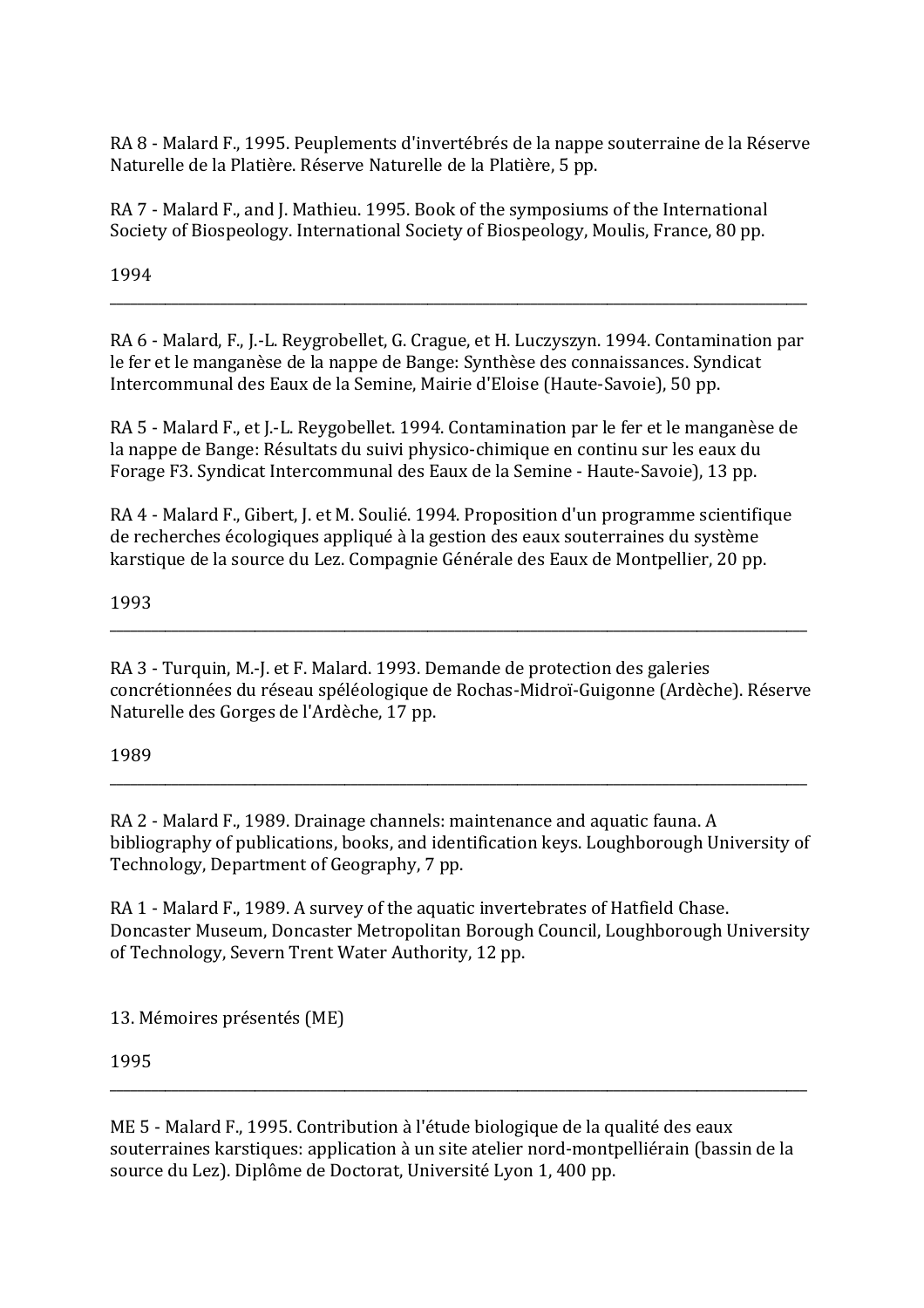RA 8 - Malard F., 1995. Peuplements d'invertébrés de la nappe souterraine de la Réserve Naturelle de la Platière. Réserve Naturelle de la Platière, 5 pp.

RA 7 - Malard F., and J. Mathieu. 1995. Book of the symposiums of the International Society of Biospeology. International Society of Biospeology, Moulis, France, 80 pp.

1994

---

RA 6 - Malard, F., J.-L. Reygrobellet, G. Crague, et H. Luczyszyn. 1994. Contamination par le fer et le manganèse de la nappe de Bange: Synthèse des connaissances. Syndicat Intercommunal des Eaux de la Semine, Mairie d'Eloise (Haute-Savoie), 50 pp.

RA 5 - Malard F., et J.-L. Reygobellet. 1994. Contamination par le fer et le manganèse de la nappe de Bange: Résultats du suivi physico-chimique en continu sur les eaux du Forage F3. Syndicat Intercommunal des Eaux de la Semine - Haute-Savoie), 13 pp.

RA 4 - Malard F., Gibert, J. et M. Soulié. 1994. Proposition d'un programme scientifique de recherches écologiques appliqué à la gestion des eaux souterraines du système karstique de la source du Lez. Compagnie Générale des Eaux de Montpellier, 20 pp.

1993

---

RA 3 - Turquin, M.-J. et F. Malard. 1993. Demande de protection des galeries concrétionnées du réseau spéléologique de Rochas-Midroï-Guigonne (Ardèche). Réserve Naturelle des Gorges de l'Ardèche, 17 pp.

1989

---

RA 2 - Malard F., 1989. Drainage channels: maintenance and aquatic fauna. A bibliography of publications, books, and identification keys. Loughborough University of Technology, Department of Geography, 7 pp.

RA 1 - Malard F., 1989. A survey of the aquatic invertebrates of Hatfield Chase. Doncaster Museum, Doncaster Metropolitan Borough Council, Loughborough University of Technology, Severn Trent Water Authority, 12 pp.

## 13. Mémoires présentés (ME)

1995

---

ME 5 - Malard F., 1995. Contribution à l'étude biologique de la qualité des eaux souterraines karstiques: application à un site atelier nord-montpelliérain (bassin de la source du Lez). Diplôme de Doctorat, Université Lyon 1, 400 pp.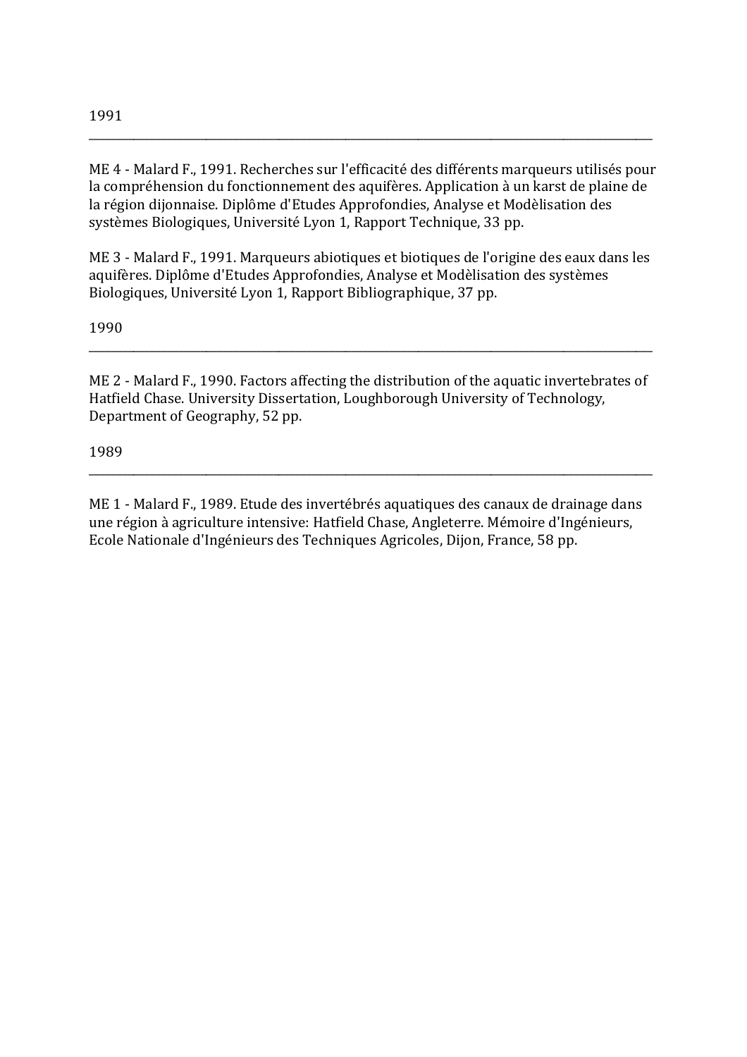1991

---

ME 4 - Malard F., 1991. Recherches sur l'efficacité des différents marqueurs utilisés pour la compréhension du fonctionnement des aquifères. Application à un karst de plaine de la région dijonnaise. Diplôme d'Etudes Approfondies, Analyse et Modèlisation des systèmes Biologiques, Université Lyon 1, Rapport Technique, 33 pp.

ME 3 - Malard F., 1991. Marqueurs abiotiques et biotiques de l'origine des eaux dans les aquifères. Diplôme d'Etudes Approfondies, Analyse et Modèlisation des systèmes Biologiques, Université Lyon 1, Rapport Bibliographique, 37 pp.

1990

---

ME 2 - Malard F., 1990. Factors affecting the distribution of the aquatic invertebrates of Hatfield Chase. University Dissertation, Loughborough University of Technology, Department of Geography, 52 pp.

1989

---

ME 1 - Malard F., 1989. Etude des invertébrés aquatiques des canaux de drainage dans une région à agriculture intensive: Hatfield Chase, Angleterre. Mémoire d'Ingénieurs, Ecole Nationale d'Ingénieurs des Techniques Agricoles, Dijon, France, 58 pp.